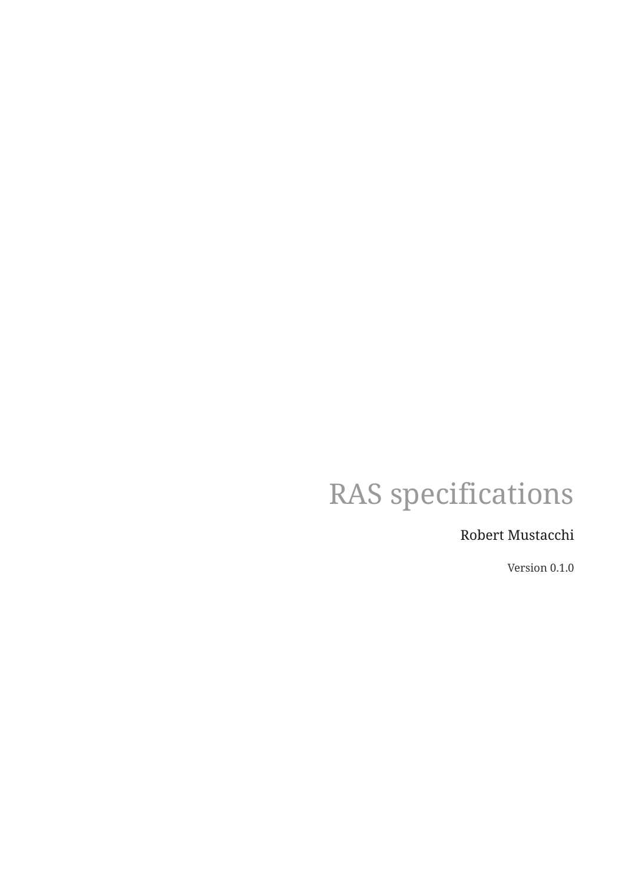# RAS specifications

Robert Mustacchi

Version 0.1.0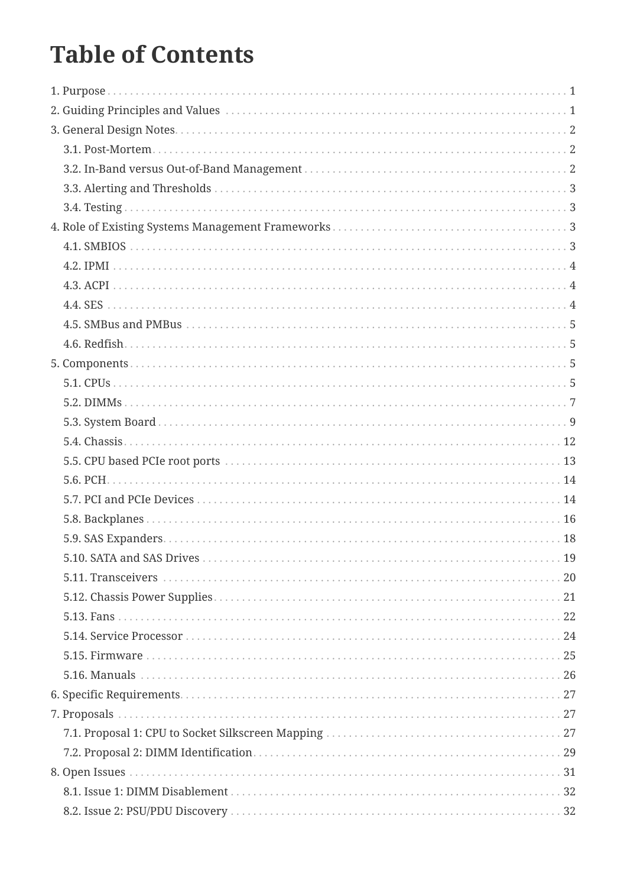# Table of Contents

- 1. Purpose 1
- 2. Guiding Principles and Values 1
- 3. General Design Notes 2
  - 3.1. Post-Mortem 2
  - 3.2. In-Band versus Out-of-Band Management 2
  - 3.3. Alerting and Thresholds 3
  - 3.4. Testing 3
- 4. Role of Existing Systems Management Frameworks 3
  - 4.1. SMBIOS 3
  - 4.2. IPMI 4
  - 4.3. ACPI 4
  - 4.4. SES 4
  - 4.5. SMBus and PMBus 5
  - 4.6. Redfish 5
- 5. Components 5
  - 5.1. CPUs 5
  - 5.2. DIMMs 7
  - 5.3. System Board 9
  - 5.4. Chassis 12
  - 5.5. CPU based PCIe root ports 13
  - 5.6. PCH 14
  - 5.7. PCI and PCIe Devices 14
  - 5.8. Backplanes 16
  - 5.9. SAS Expanders 18
  - 5.10. SATA and SAS Drives 19
  - 5.11. Transceivers 20
  - 5.12. Chassis Power Supplies 21
  - 5.13. Fans 22
  - 5.14. Service Processor 24
  - 5.15. Firmware 25
  - 5.16. Manuals 26
- 6. Specific Requirements 27
- 7. Proposals 27
  - 7.1. Proposal 1: CPU to Socket Silkscreen Mapping 27
  - 7.2. Proposal 2: DIMM Identification 29
- 8. Open Issues 31
  - 8.1. Issue 1: DIMM Disablement 32
  - 8.2. Issue 2: PSU/PDU Discovery 32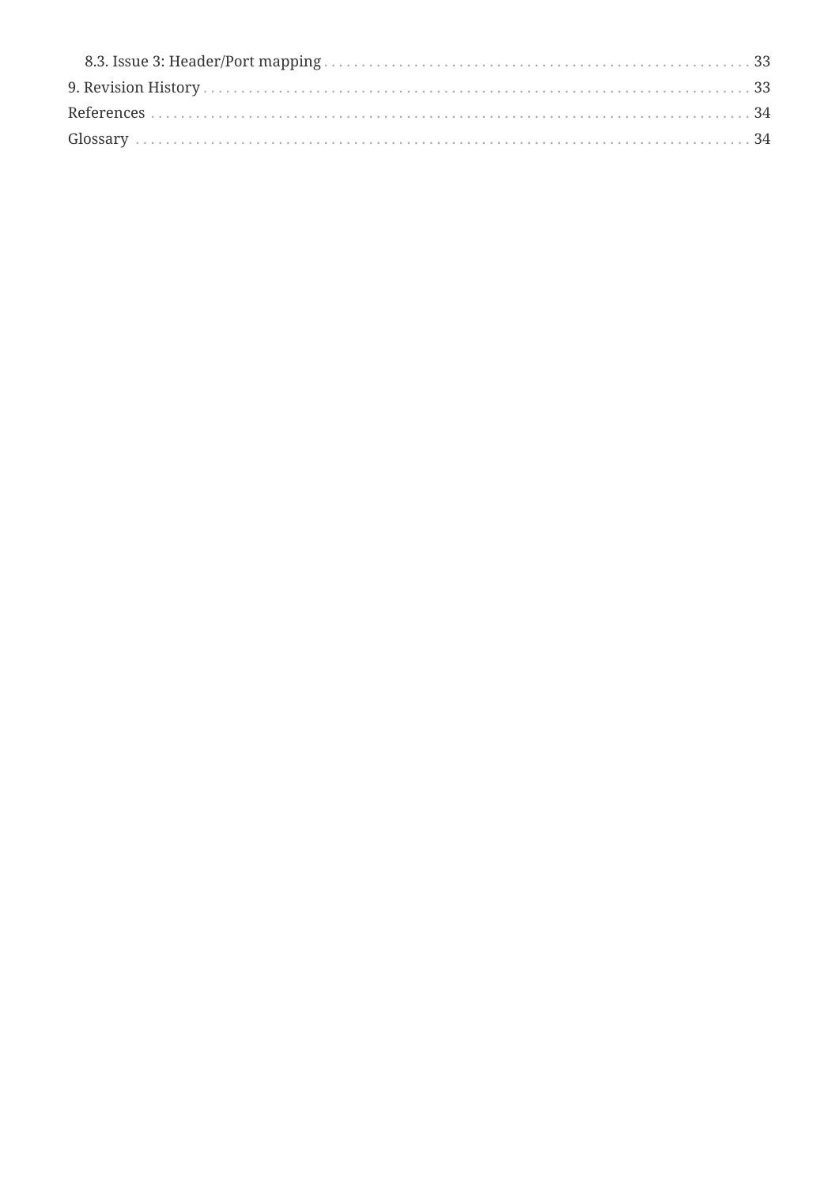8.3. Issue 3: Header/Port mapping . . . . . . . . . . . . . . . . . . . . . . . . . . . . . . . . . . . . . . . . . . . . . . . . . . . . . . . . . . 33
9. Revision History . . . . . . . . . . . . . . . . . . . . . . . . . . . . . . . . . . . . . . . . . . . . . . . . . . . . . . . . . . . . . . . . . . . . . . . . . 33
References . . . . . . . . . . . . . . . . . . . . . . . . . . . . . . . . . . . . . . . . . . . . . . . . . . . . . . . . . . . . . . . . . . . . . . . . . . . . . . . . 34
Glossary . . . . . . . . . . . . . . . . . . . . . . . . . . . . . . . . . . . . . . . . . . . . . . . . . . . . . . . . . . . . . . . . . . . . . . . . . . . . . . . . . . 34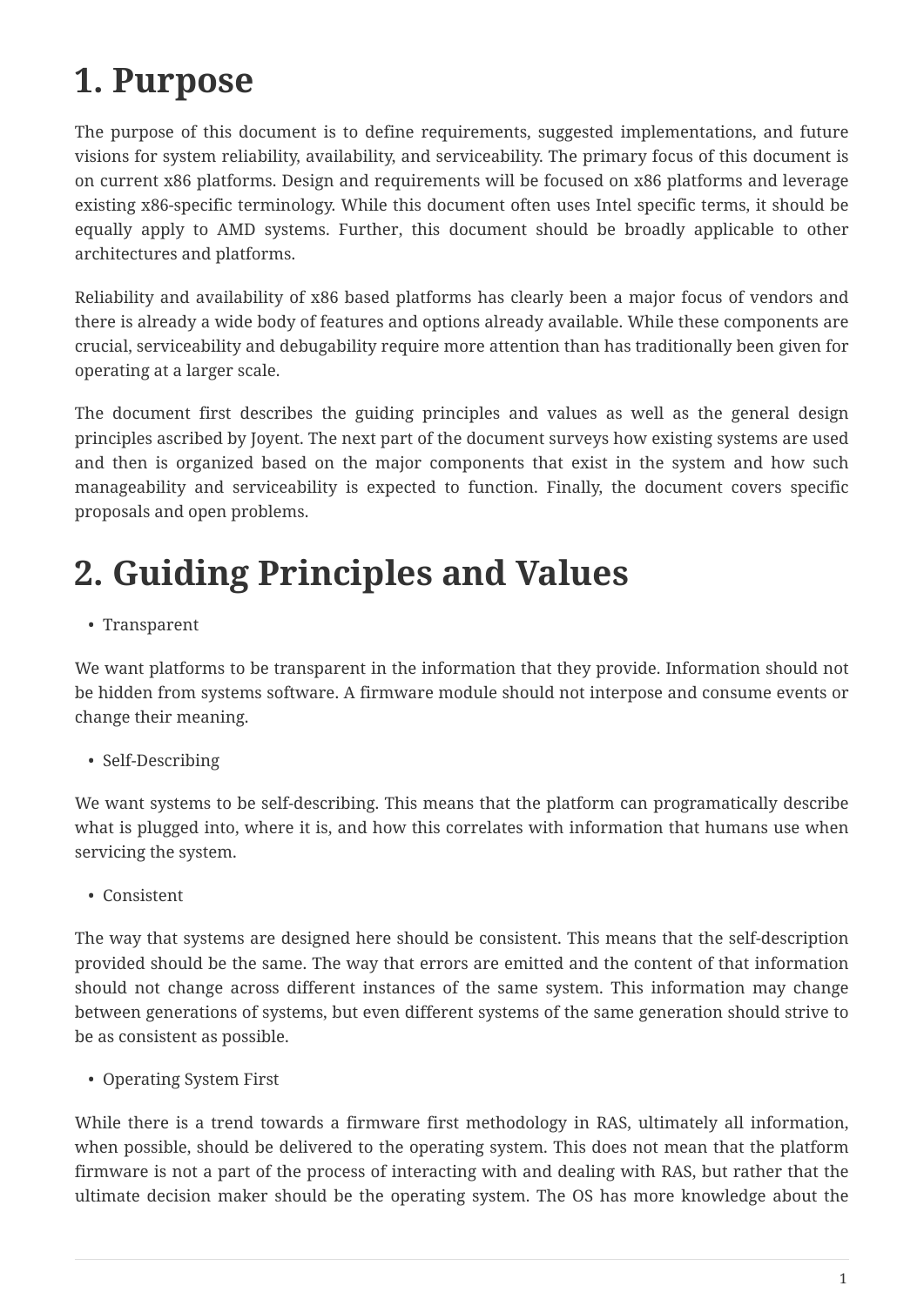# 1. Purpose

The purpose of this document is to define requirements, suggested implementations, and future visions for system reliability, availability, and serviceability. The primary focus of this document is on current x86 platforms. Design and requirements will be focused on x86 platforms and leverage existing x86-specific terminology. While this document often uses Intel specific terms, it should be equally apply to AMD systems. Further, this document should be broadly applicable to other architectures and platforms.

Reliability and availability of x86 based platforms has clearly been a major focus of vendors and there is already a wide body of features and options already available. While these components are crucial, serviceability and debugability require more attention than has traditionally been given for operating at a larger scale.

The document first describes the guiding principles and values as well as the general design principles ascribed by Joyent. The next part of the document surveys how existing systems are used and then is organized based on the major components that exist in the system and how such manageability and serviceability is expected to function. Finally, the document covers specific proposals and open problems.

# 2. Guiding Principles and Values

- Transparent

We want platforms to be transparent in the information that they provide. Information should not be hidden from systems software. A firmware module should not interpose and consume events or change their meaning.

- Self-Describing

We want systems to be self-describing. This means that the platform can programatically describe what is plugged into, where it is, and how this correlates with information that humans use when servicing the system.

- Consistent

The way that systems are designed here should be consistent. This means that the self-description provided should be the same. The way that errors are emitted and the content of that information should not change across different instances of the same system. This information may change between generations of systems, but even different systems of the same generation should strive to be as consistent as possible.

- Operating System First

While there is a trend towards a firmware first methodology in RAS, ultimately all information, when possible, should be delivered to the operating system. This does not mean that the platform firmware is not a part of the process of interacting with and dealing with RAS, but rather that the ultimate decision maker should be the operating system. The OS has more knowledge about the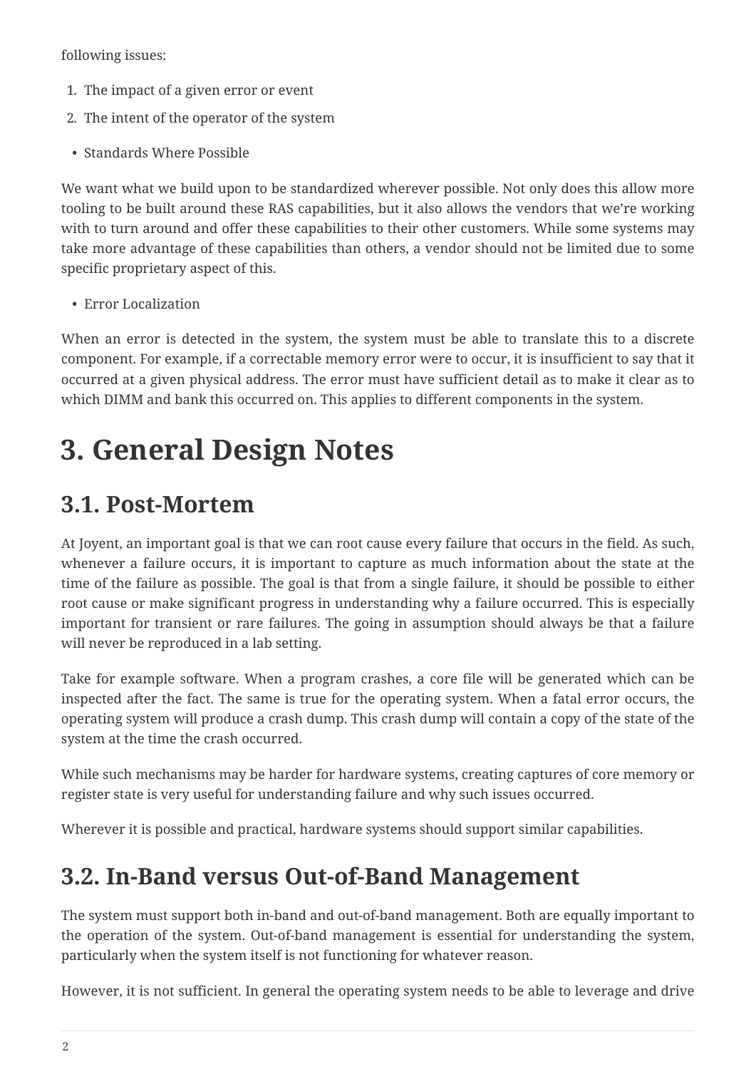following issues:

1. The impact of a given error or event
2. The intent of the operator of the system

- Standards Where Possible

We want what we build upon to be standardized wherever possible. Not only does this allow more tooling to be built around these RAS capabilities, but it also allows the vendors that we're working with to turn around and offer these capabilities to their other customers. While some systems may take more advantage of these capabilities than others, a vendor should not be limited due to some specific proprietary aspect of this.

- Error Localization

When an error is detected in the system, the system must be able to translate this to a discrete component. For example, if a correctable memory error were to occur, it is insufficient to say that it occurred at a given physical address. The error must have sufficient detail as to make it clear as to which DIMM and bank this occurred on. This applies to different components in the system.

# 3. General Design Notes

## 3.1. Post-Mortem

At Joyent, an important goal is that we can root cause every failure that occurs in the field. As such, whenever a failure occurs, it is important to capture as much information about the state at the time of the failure as possible. The goal is that from a single failure, it should be possible to either root cause or make significant progress in understanding why a failure occurred. This is especially important for transient or rare failures. The going in assumption should always be that a failure will never be reproduced in a lab setting.

Take for example software. When a program crashes, a core file will be generated which can be inspected after the fact. The same is true for the operating system. When a fatal error occurs, the operating system will produce a crash dump. This crash dump will contain a copy of the state of the system at the time the crash occurred.

While such mechanisms may be harder for hardware systems, creating captures of core memory or register state is very useful for understanding failure and why such issues occurred.

Wherever it is possible and practical, hardware systems should support similar capabilities.

## 3.2. In-Band versus Out-of-Band Management

The system must support both in-band and out-of-band management. Both are equally important to the operation of the system. Out-of-band management is essential for understanding the system, particularly when the system itself is not functioning for whatever reason.

However, it is not sufficient. In general the operating system needs to be able to leverage and drive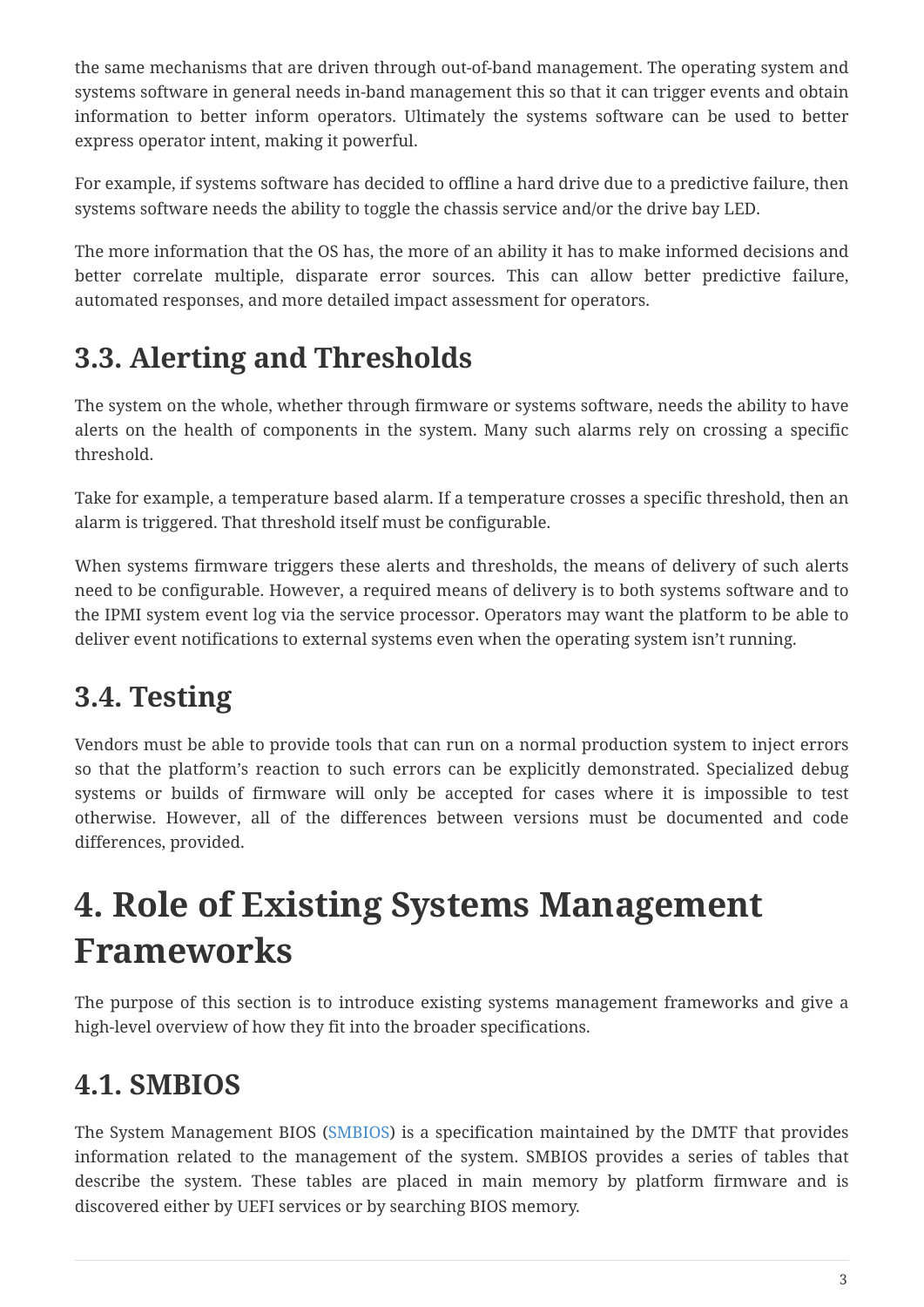the same mechanisms that are driven through out-of-band management. The operating system and systems software in general needs in-band management this so that it can trigger events and obtain information to better inform operators. Ultimately the systems software can be used to better express operator intent, making it powerful.

For example, if systems software has decided to offline a hard drive due to a predictive failure, then systems software needs the ability to toggle the chassis service and/or the drive bay LED.

The more information that the OS has, the more of an ability it has to make informed decisions and better correlate multiple, disparate error sources. This can allow better predictive failure, automated responses, and more detailed impact assessment for operators.

## 3.3. Alerting and Thresholds

The system on the whole, whether through firmware or systems software, needs the ability to have alerts on the health of components in the system. Many such alarms rely on crossing a specific threshold.

Take for example, a temperature based alarm. If a temperature crosses a specific threshold, then an alarm is triggered. That threshold itself must be configurable.

When systems firmware triggers these alerts and thresholds, the means of delivery of such alerts need to be configurable. However, a required means of delivery is to both systems software and to the IPMI system event log via the service processor. Operators may want the platform to be able to deliver event notifications to external systems even when the operating system isn't running.

## 3.4. Testing

Vendors must be able to provide tools that can run on a normal production system to inject errors so that the platform's reaction to such errors can be explicitly demonstrated. Specialized debug systems or builds of firmware will only be accepted for cases where it is impossible to test otherwise. However, all of the differences between versions must be documented and code differences, provided.

# 4. Role of Existing Systems Management Frameworks

The purpose of this section is to introduce existing systems management frameworks and give a high-level overview of how they fit into the broader specifications.

## 4.1. SMBIOS

The System Management BIOS (SMBIOS) is a specification maintained by the DMTF that provides information related to the management of the system. SMBIOS provides a series of tables that describe the system. These tables are placed in main memory by platform firmware and is discovered either by UEFI services or by searching BIOS memory.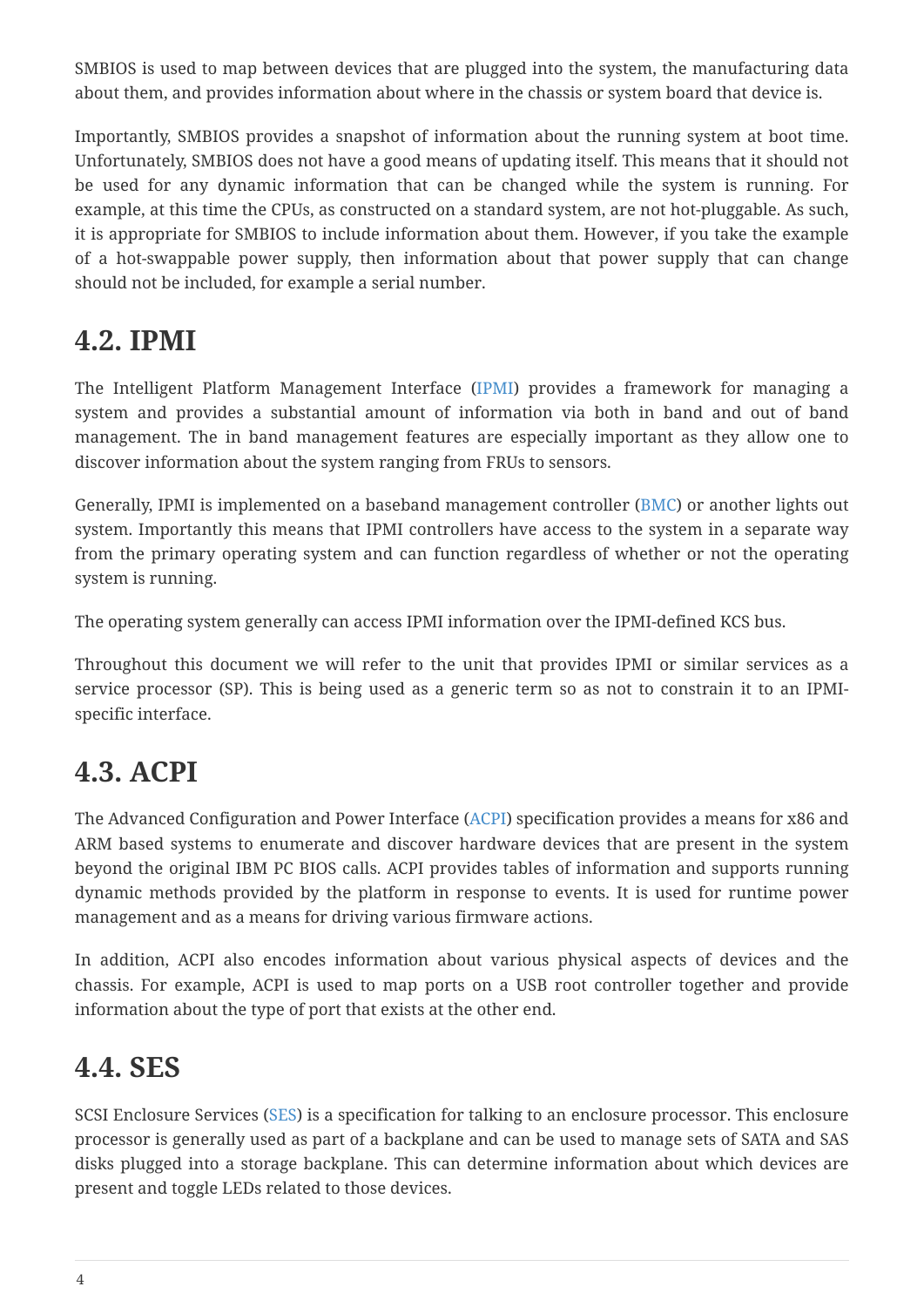SMBIOS is used to map between devices that are plugged into the system, the manufacturing data about them, and provides information about where in the chassis or system board that device is.

Importantly, SMBIOS provides a snapshot of information about the running system at boot time. Unfortunately, SMBIOS does not have a good means of updating itself. This means that it should not be used for any dynamic information that can be changed while the system is running. For example, at this time the CPUs, as constructed on a standard system, are not hot-pluggable. As such, it is appropriate for SMBIOS to include information about them. However, if you take the example of a hot-swappable power supply, then information about that power supply that can change should not be included, for example a serial number.

## 4.2. IPMI

The Intelligent Platform Management Interface (IPMI) provides a framework for managing a system and provides a substantial amount of information via both in band and out of band management. The in band management features are especially important as they allow one to discover information about the system ranging from FRUs to sensors.

Generally, IPMI is implemented on a baseband management controller (BMC) or another lights out system. Importantly this means that IPMI controllers have access to the system in a separate way from the primary operating system and can function regardless of whether or not the operating system is running.

The operating system generally can access IPMI information over the IPMI-defined KCS bus.

Throughout this document we will refer to the unit that provides IPMI or similar services as a service processor (SP). This is being used as a generic term so as not to constrain it to an IPMI-specific interface.

## 4.3. ACPI

The Advanced Configuration and Power Interface (ACPI) specification provides a means for x86 and ARM based systems to enumerate and discover hardware devices that are present in the system beyond the original IBM PC BIOS calls. ACPI provides tables of information and supports running dynamic methods provided by the platform in response to events. It is used for runtime power management and as a means for driving various firmware actions.

In addition, ACPI also encodes information about various physical aspects of devices and the chassis. For example, ACPI is used to map ports on a USB root controller together and provide information about the type of port that exists at the other end.

## 4.4. SES

SCSI Enclosure Services (SES) is a specification for talking to an enclosure processor. This enclosure processor is generally used as part of a backplane and can be used to manage sets of SATA and SAS disks plugged into a storage backplane. This can determine information about which devices are present and toggle LEDs related to those devices.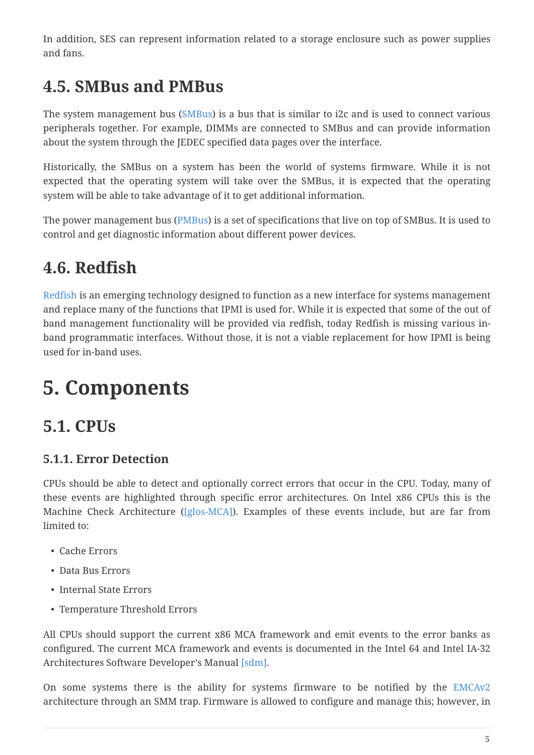In addition, SES can represent information related to a storage enclosure such as power supplies and fans.

## 4.5. SMBus and PMBus

The system management bus (SMBus) is a bus that is similar to i2c and is used to connect various peripherals together. For example, DIMMs are connected to SMBus and can provide information about the system through the JEDEC specified data pages over the interface.

Historically, the SMBus on a system has been the world of systems firmware. While it is not expected that the operating system will take over the SMBus, it is expected that the operating system will be able to take advantage of it to get additional information.

The power management bus (PMBus) is a set of specifications that live on top of SMBus. It is used to control and get diagnostic information about different power devices.

## 4.6. Redfish

Redfish is an emerging technology designed to function as a new interface for systems management and replace many of the functions that IPMI is used for. While it is expected that some of the out of band management functionality will be provided via redfish, today Redfish is missing various in-band programmatic interfaces. Without those, it is not a viable replacement for how IPMI is being used for in-band uses.

# 5. Components

## 5.1. CPUs

### 5.1.1. Error Detection

CPUs should be able to detect and optionally correct errors that occur in the CPU. Today, many of these events are highlighted through specific error architectures. On Intel x86 CPUs this is the Machine Check Architecture ([glos-MCA]). Examples of these events include, but are far from limited to:

- Cache Errors
- Data Bus Errors
- Internal State Errors
- Temperature Threshold Errors

All CPUs should support the current x86 MCA framework and emit events to the error banks as configured. The current MCA framework and events is documented in the Intel 64 and Intel IA-32 Architectures Software Developer's Manual [sdm].

On some systems there is the ability for systems firmware to be notified by the EMCAv2 architecture through an SMM trap. Firmware is allowed to configure and manage this; however, in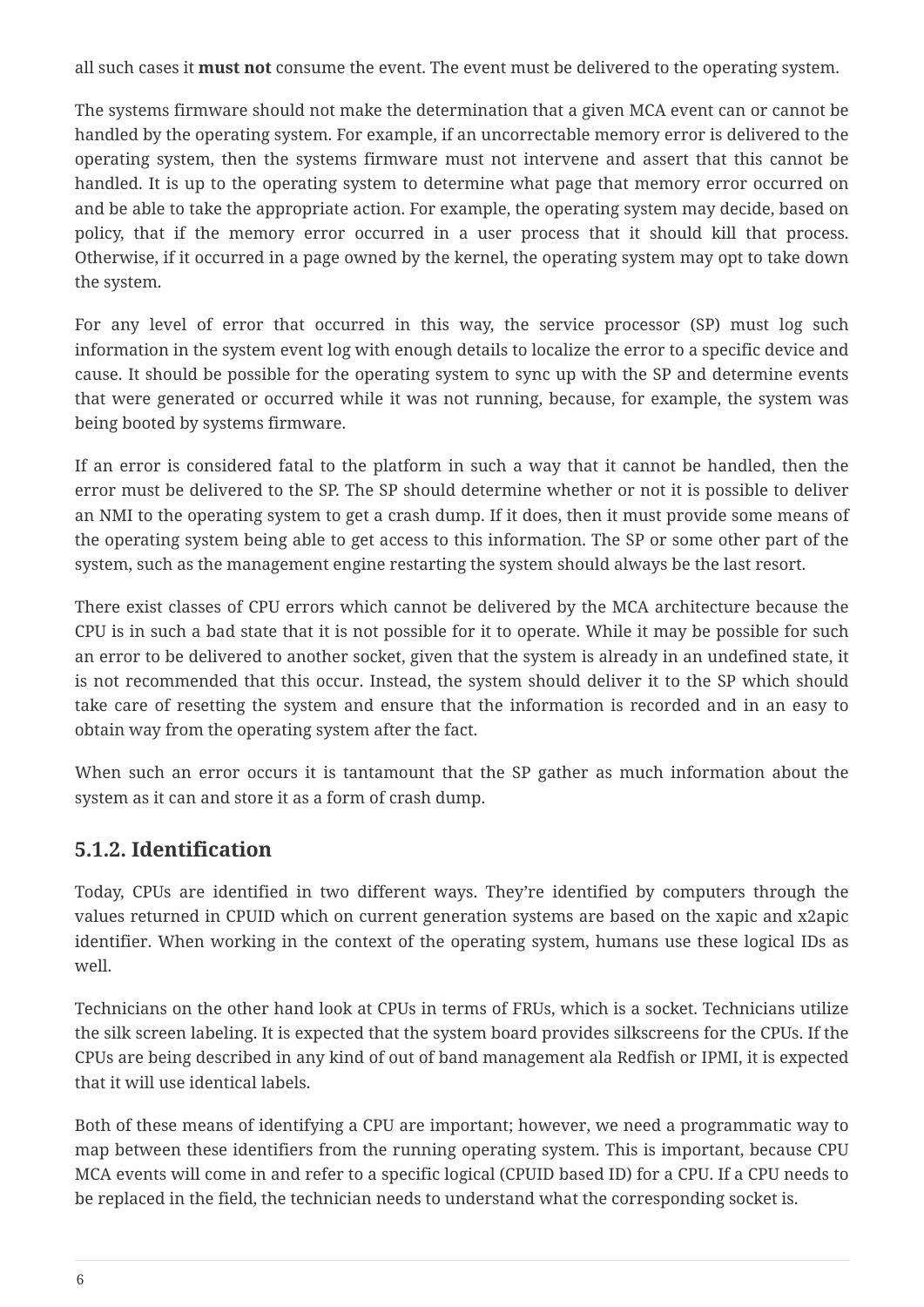all such cases it **must not** consume the event. The event must be delivered to the operating system.

The systems firmware should not make the determination that a given MCA event can or cannot be handled by the operating system. For example, if an uncorrectable memory error is delivered to the operating system, then the systems firmware must not intervene and assert that this cannot be handled. It is up to the operating system to determine what page that memory error occurred on and be able to take the appropriate action. For example, the operating system may decide, based on policy, that if the memory error occurred in a user process that it should kill that process. Otherwise, if it occurred in a page owned by the kernel, the operating system may opt to take down the system.

For any level of error that occurred in this way, the service processor (SP) must log such information in the system event log with enough details to localize the error to a specific device and cause. It should be possible for the operating system to sync up with the SP and determine events that were generated or occurred while it was not running, because, for example, the system was being booted by systems firmware.

If an error is considered fatal to the platform in such a way that it cannot be handled, then the error must be delivered to the SP. The SP should determine whether or not it is possible to deliver an NMI to the operating system to get a crash dump. If it does, then it must provide some means of the operating system being able to get access to this information. The SP or some other part of the system, such as the management engine restarting the system should always be the last resort.

There exist classes of CPU errors which cannot be delivered by the MCA architecture because the CPU is in such a bad state that it is not possible for it to operate. While it may be possible for such an error to be delivered to another socket, given that the system is already in an undefined state, it is not recommended that this occur. Instead, the system should deliver it to the SP which should take care of resetting the system and ensure that the information is recorded and in an easy to obtain way from the operating system after the fact.

When such an error occurs it is tantamount that the SP gather as much information about the system as it can and store it as a form of crash dump.

### 5.1.2. Identification

Today, CPUs are identified in two different ways. They're identified by computers through the values returned in CPUID which on current generation systems are based on the xapic and x2apic identifier. When working in the context of the operating system, humans use these logical IDs as well.

Technicians on the other hand look at CPUs in terms of FRUs, which is a socket. Technicians utilize the silk screen labeling. It is expected that the system board provides silkscreens for the CPUs. If the CPUs are being described in any kind of out of band management ala Redfish or IPMI, it is expected that it will use identical labels.

Both of these means of identifying a CPU are important; however, we need a programmatic way to map between these identifiers from the running operating system. This is important, because CPU MCA events will come in and refer to a specific logical (CPUID based ID) for a CPU. If a CPU needs to be replaced in the field, the technician needs to understand what the corresponding socket is.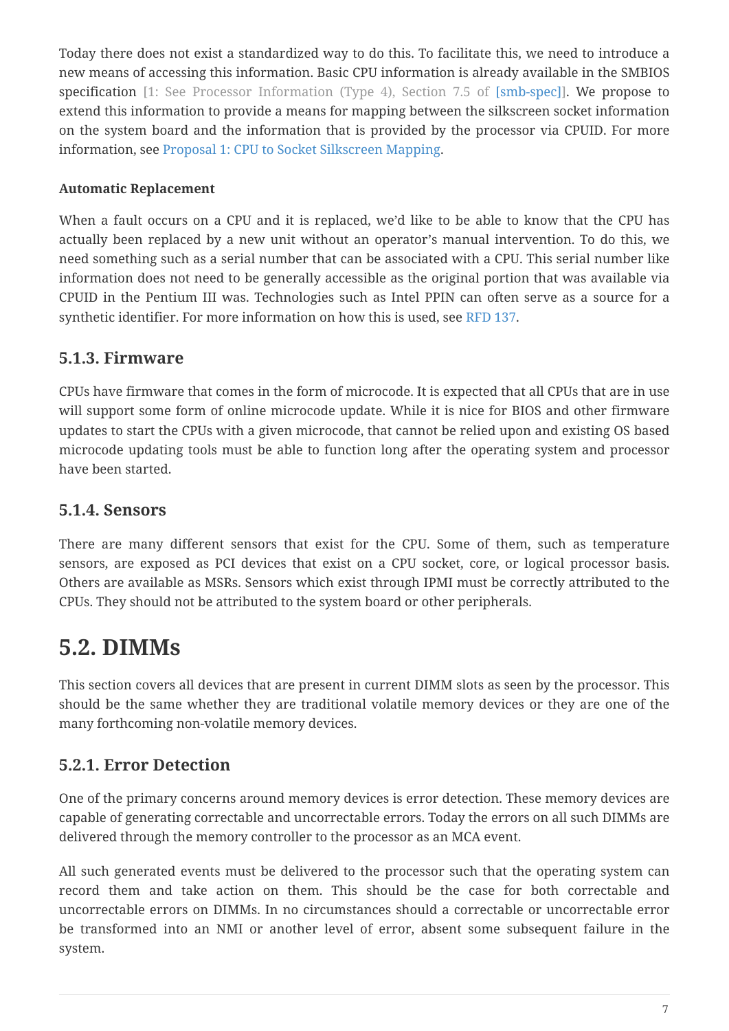Today there does not exist a standardized way to do this. To facilitate this, we need to introduce a new means of accessing this information. Basic CPU information is already available in the SMBIOS specification [1: See Processor Information (Type 4), Section 7.5 of [smb-spec]]. We propose to extend this information to provide a means for mapping between the silkscreen socket information on the system board and the information that is provided by the processor via CPUID. For more information, see Proposal 1: CPU to Socket Silkscreen Mapping.

**Automatic Replacement**

When a fault occurs on a CPU and it is replaced, we'd like to be able to know that the CPU has actually been replaced by a new unit without an operator's manual intervention. To do this, we need something such as a serial number that can be associated with a CPU. This serial number like information does not need to be generally accessible as the original portion that was available via CPUID in the Pentium III was. Technologies such as Intel PPIN can often serve as a source for a synthetic identifier. For more information on how this is used, see RFD 137.

### 5.1.3. Firmware

CPUs have firmware that comes in the form of microcode. It is expected that all CPUs that are in use will support some form of online microcode update. While it is nice for BIOS and other firmware updates to start the CPUs with a given microcode, that cannot be relied upon and existing OS based microcode updating tools must be able to function long after the operating system and processor have been started.

### 5.1.4. Sensors

There are many different sensors that exist for the CPU. Some of them, such as temperature sensors, are exposed as PCI devices that exist on a CPU socket, core, or logical processor basis. Others are available as MSRs. Sensors which exist through IPMI must be correctly attributed to the CPUs. They should not be attributed to the system board or other peripherals.

## 5.2. DIMMs

This section covers all devices that are present in current DIMM slots as seen by the processor. This should be the same whether they are traditional volatile memory devices or they are one of the many forthcoming non-volatile memory devices.

### 5.2.1. Error Detection

One of the primary concerns around memory devices is error detection. These memory devices are capable of generating correctable and uncorrectable errors. Today the errors on all such DIMMs are delivered through the memory controller to the processor as an MCA event.

All such generated events must be delivered to the processor such that the operating system can record them and take action on them. This should be the case for both correctable and uncorrectable errors on DIMMs. In no circumstances should a correctable or uncorrectable error be transformed into an NMI or another level of error, absent some subsequent failure in the system.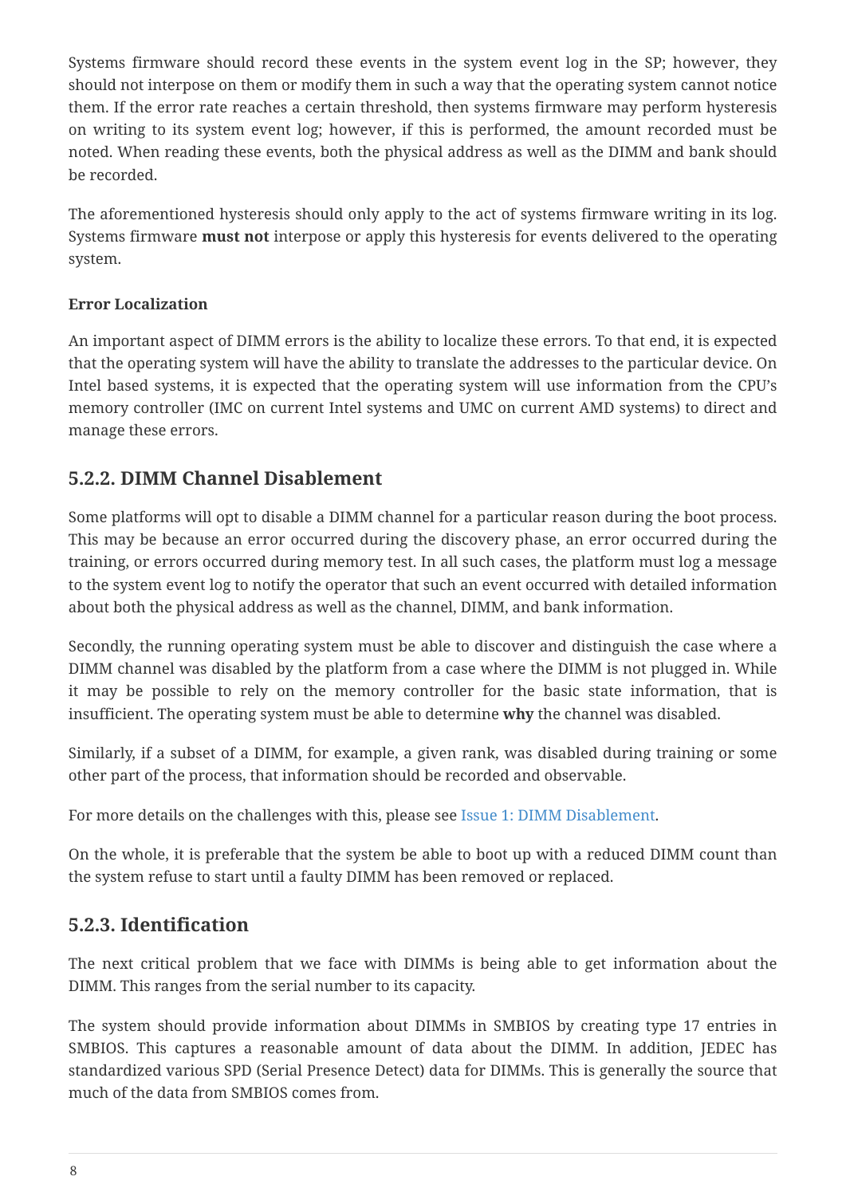Systems firmware should record these events in the system event log in the SP; however, they should not interpose on them or modify them in such a way that the operating system cannot notice them. If the error rate reaches a certain threshold, then systems firmware may perform hysteresis on writing to its system event log; however, if this is performed, the amount recorded must be noted. When reading these events, both the physical address as well as the DIMM and bank should be recorded.

The aforementioned hysteresis should only apply to the act of systems firmware writing in its log. Systems firmware **must not** interpose or apply this hysteresis for events delivered to the operating system.

**Error Localization**

An important aspect of DIMM errors is the ability to localize these errors. To that end, it is expected that the operating system will have the ability to translate the addresses to the particular device. On Intel based systems, it is expected that the operating system will use information from the CPU's memory controller (IMC on current Intel systems and UMC on current AMD systems) to direct and manage these errors.

### 5.2.2. DIMM Channel Disablement

Some platforms will opt to disable a DIMM channel for a particular reason during the boot process. This may be because an error occurred during the discovery phase, an error occurred during the training, or errors occurred during memory test. In all such cases, the platform must log a message to the system event log to notify the operator that such an event occurred with detailed information about both the physical address as well as the channel, DIMM, and bank information.

Secondly, the running operating system must be able to discover and distinguish the case where a DIMM channel was disabled by the platform from a case where the DIMM is not plugged in. While it may be possible to rely on the memory controller for the basic state information, that is insufficient. The operating system must be able to determine **why** the channel was disabled.

Similarly, if a subset of a DIMM, for example, a given rank, was disabled during training or some other part of the process, that information should be recorded and observable.

For more details on the challenges with this, please see Issue 1: DIMM Disablement.

On the whole, it is preferable that the system be able to boot up with a reduced DIMM count than the system refuse to start until a faulty DIMM has been removed or replaced.

### 5.2.3. Identification

The next critical problem that we face with DIMMs is being able to get information about the DIMM. This ranges from the serial number to its capacity.

The system should provide information about DIMMs in SMBIOS by creating type 17 entries in SMBIOS. This captures a reasonable amount of data about the DIMM. In addition, JEDEC has standardized various SPD (Serial Presence Detect) data for DIMMs. This is generally the source that much of the data from SMBIOS comes from.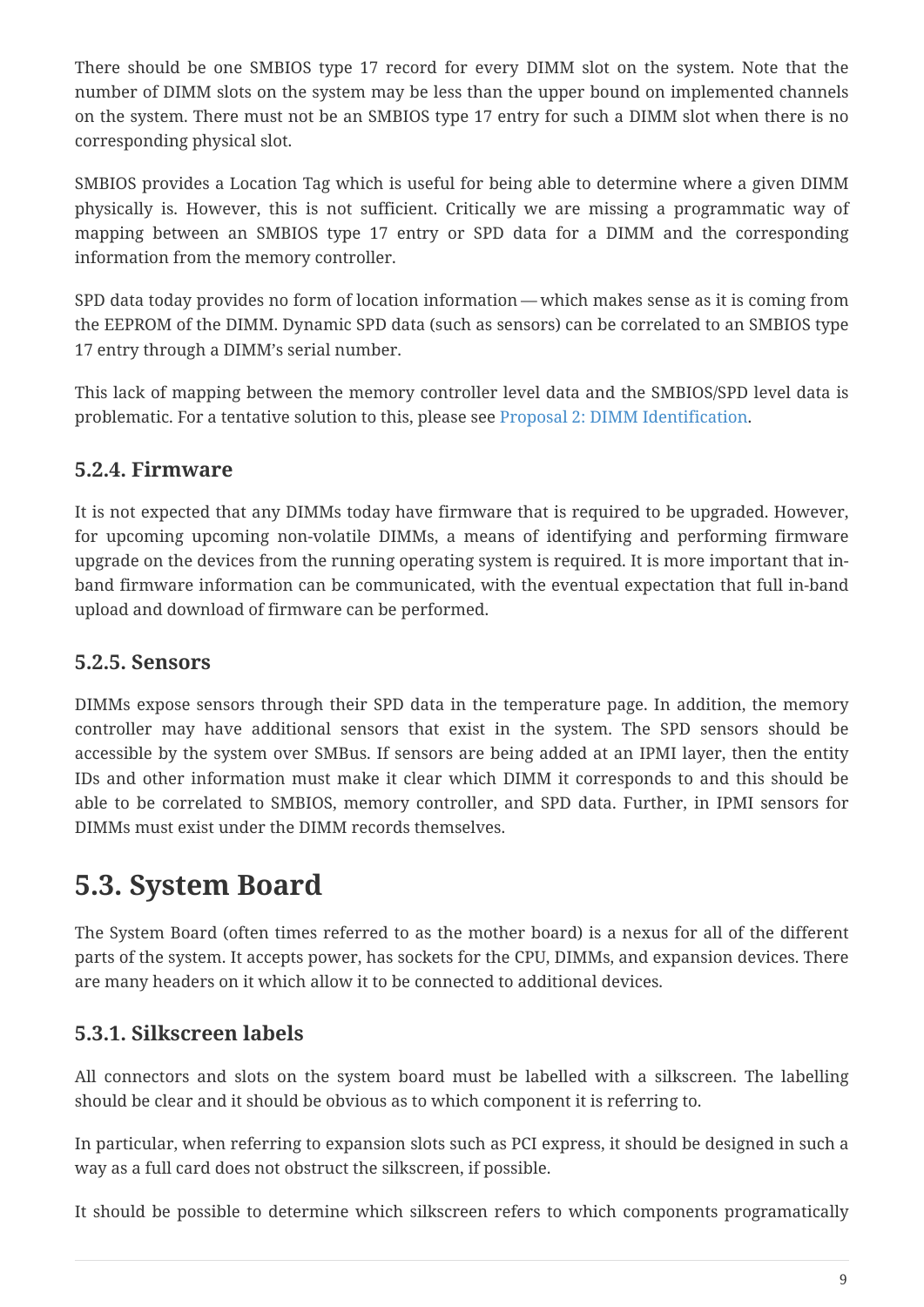There should be one SMBIOS type 17 record for every DIMM slot on the system. Note that the number of DIMM slots on the system may be less than the upper bound on implemented channels on the system. There must not be an SMBIOS type 17 entry for such a DIMM slot when there is no corresponding physical slot.

SMBIOS provides a Location Tag which is useful for being able to determine where a given DIMM physically is. However, this is not sufficient. Critically we are missing a programmatic way of mapping between an SMBIOS type 17 entry or SPD data for a DIMM and the corresponding information from the memory controller.

SPD data today provides no form of location information — which makes sense as it is coming from the EEPROM of the DIMM. Dynamic SPD data (such as sensors) can be correlated to an SMBIOS type 17 entry through a DIMM's serial number.

This lack of mapping between the memory controller level data and the SMBIOS/SPD level data is problematic. For a tentative solution to this, please see Proposal 2: DIMM Identification.

### 5.2.4. Firmware

It is not expected that any DIMMs today have firmware that is required to be upgraded. However, for upcoming upcoming non-volatile DIMMs, a means of identifying and performing firmware upgrade on the devices from the running operating system is required. It is more important that in-band firmware information can be communicated, with the eventual expectation that full in-band upload and download of firmware can be performed.

### 5.2.5. Sensors

DIMMs expose sensors through their SPD data in the temperature page. In addition, the memory controller may have additional sensors that exist in the system. The SPD sensors should be accessible by the system over SMBus. If sensors are being added at an IPMI layer, then the entity IDs and other information must make it clear which DIMM it corresponds to and this should be able to be correlated to SMBIOS, memory controller, and SPD data. Further, in IPMI sensors for DIMMs must exist under the DIMM records themselves.

## 5.3. System Board

The System Board (often times referred to as the mother board) is a nexus for all of the different parts of the system. It accepts power, has sockets for the CPU, DIMMs, and expansion devices. There are many headers on it which allow it to be connected to additional devices.

### 5.3.1. Silkscreen labels

All connectors and slots on the system board must be labelled with a silkscreen. The labelling should be clear and it should be obvious as to which component it is referring to.

In particular, when referring to expansion slots such as PCI express, it should be designed in such a way as a full card does not obstruct the silkscreen, if possible.

It should be possible to determine which silkscreen refers to which components programatically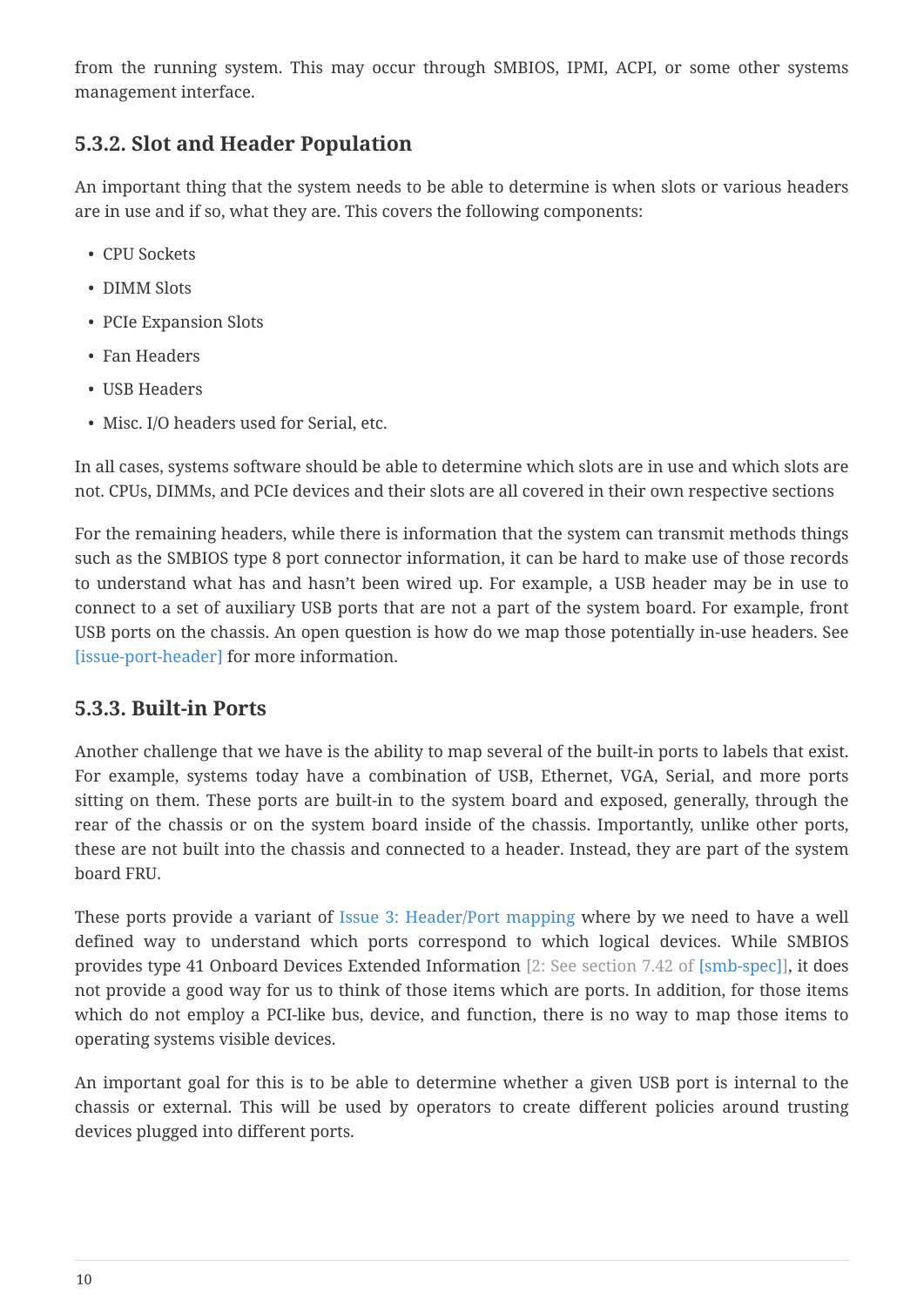from the running system. This may occur through SMBIOS, IPMI, ACPI, or some other systems management interface.

### 5.3.2. Slot and Header Population

An important thing that the system needs to be able to determine is when slots or various headers are in use and if so, what they are. This covers the following components:

- CPU Sockets
- DIMM Slots
- PCIe Expansion Slots
- Fan Headers
- USB Headers
- Misc. I/O headers used for Serial, etc.

In all cases, systems software should be able to determine which slots are in use and which slots are not. CPUs, DIMMs, and PCIe devices and their slots are all covered in their own respective sections

For the remaining headers, while there is information that the system can transmit methods things such as the SMBIOS type 8 port connector information, it can be hard to make use of those records to understand what has and hasn't been wired up. For example, a USB header may be in use to connect to a set of auxiliary USB ports that are not a part of the system board. For example, front USB ports on the chassis. An open question is how do we map those potentially in-use headers. See [issue-port-header] for more information.

### 5.3.3. Built-in Ports

Another challenge that we have is the ability to map several of the built-in ports to labels that exist. For example, systems today have a combination of USB, Ethernet, VGA, Serial, and more ports sitting on them. These ports are built-in to the system board and exposed, generally, through the rear of the chassis or on the system board inside of the chassis. Importantly, unlike other ports, these are not built into the chassis and connected to a header. Instead, they are part of the system board FRU.

These ports provide a variant of Issue 3: Header/Port mapping where by we need to have a well defined way to understand which ports correspond to which logical devices. While SMBIOS provides type 41 Onboard Devices Extended Information [2: See section 7.42 of [smb-spec]], it does not provide a good way for us to think of those items which are ports. In addition, for those items which do not employ a PCI-like bus, device, and function, there is no way to map those items to operating systems visible devices.

An important goal for this is to be able to determine whether a given USB port is internal to the chassis or external. This will be used by operators to create different policies around trusting devices plugged into different ports.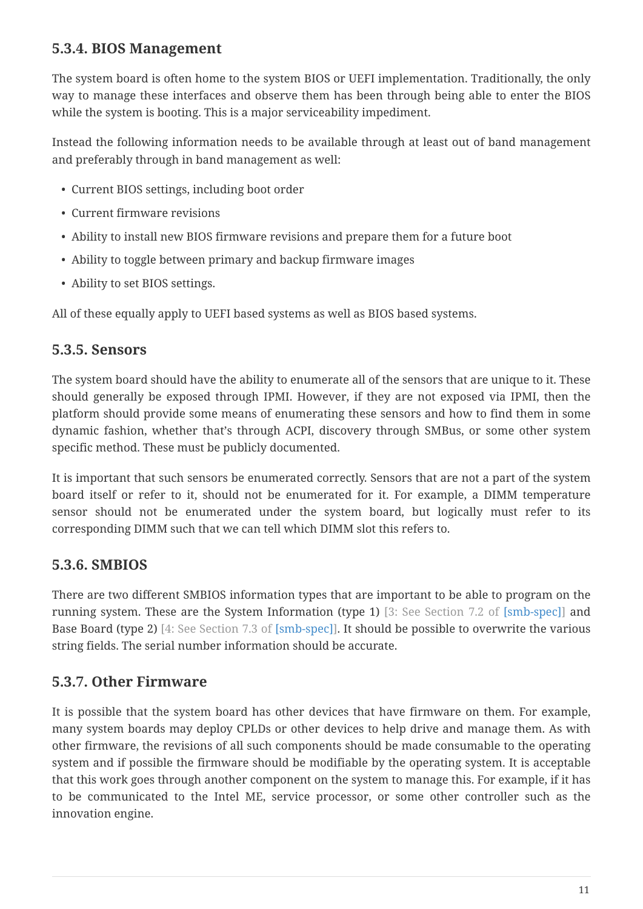### 5.3.4. BIOS Management

The system board is often home to the system BIOS or UEFI implementation. Traditionally, the only way to manage these interfaces and observe them has been through being able to enter the BIOS while the system is booting. This is a major serviceability impediment.

Instead the following information needs to be available through at least out of band management and preferably through in band management as well:

- Current BIOS settings, including boot order
- Current firmware revisions
- Ability to install new BIOS firmware revisions and prepare them for a future boot
- Ability to toggle between primary and backup firmware images
- Ability to set BIOS settings.

All of these equally apply to UEFI based systems as well as BIOS based systems.

### 5.3.5. Sensors

The system board should have the ability to enumerate all of the sensors that are unique to it. These should generally be exposed through IPMI. However, if they are not exposed via IPMI, then the platform should provide some means of enumerating these sensors and how to find them in some dynamic fashion, whether that's through ACPI, discovery through SMBus, or some other system specific method. These must be publicly documented.

It is important that such sensors be enumerated correctly. Sensors that are not a part of the system board itself or refer to it, should not be enumerated for it. For example, a DIMM temperature sensor should not be enumerated under the system board, but logically must refer to its corresponding DIMM such that we can tell which DIMM slot this refers to.

### 5.3.6. SMBIOS

There are two different SMBIOS information types that are important to be able to program on the running system. These are the System Information (type 1) [3: See Section 7.2 of [smb-spec]] and Base Board (type 2) [4: See Section 7.3 of [smb-spec]]. It should be possible to overwrite the various string fields. The serial number information should be accurate.

### 5.3.7. Other Firmware

It is possible that the system board has other devices that have firmware on them. For example, many system boards may deploy CPLDs or other devices to help drive and manage them. As with other firmware, the revisions of all such components should be made consumable to the operating system and if possible the firmware should be modifiable by the operating system. It is acceptable that this work goes through another component on the system to manage this. For example, if it has to be communicated to the Intel ME, service processor, or some other controller such as the innovation engine.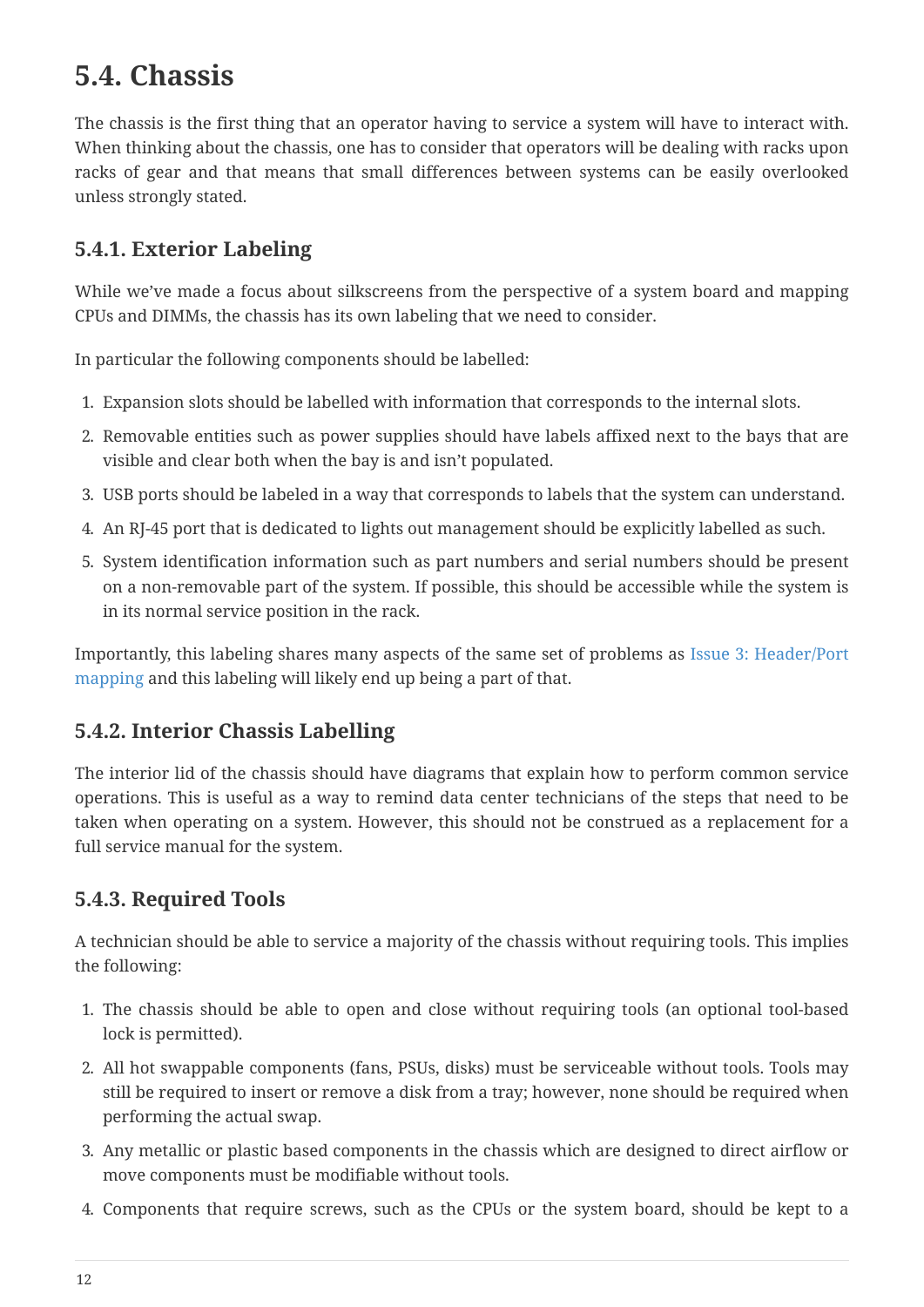## 5.4. Chassis

The chassis is the first thing that an operator having to service a system will have to interact with. When thinking about the chassis, one has to consider that operators will be dealing with racks upon racks of gear and that means that small differences between systems can be easily overlooked unless strongly stated.

### 5.4.1. Exterior Labeling

While we've made a focus about silkscreens from the perspective of a system board and mapping CPUs and DIMMs, the chassis has its own labeling that we need to consider.

In particular the following components should be labelled:

1. Expansion slots should be labelled with information that corresponds to the internal slots.
2. Removable entities such as power supplies should have labels affixed next to the bays that are visible and clear both when the bay is and isn't populated.
3. USB ports should be labeled in a way that corresponds to labels that the system can understand.
4. An RJ-45 port that is dedicated to lights out management should be explicitly labelled as such.
5. System identification information such as part numbers and serial numbers should be present on a non-removable part of the system. If possible, this should be accessible while the system is in its normal service position in the rack.

Importantly, this labeling shares many aspects of the same set of problems as Issue 3: Header/Port mapping and this labeling will likely end up being a part of that.

### 5.4.2. Interior Chassis Labelling

The interior lid of the chassis should have diagrams that explain how to perform common service operations. This is useful as a way to remind data center technicians of the steps that need to be taken when operating on a system. However, this should not be construed as a replacement for a full service manual for the system.

### 5.4.3. Required Tools

A technician should be able to service a majority of the chassis without requiring tools. This implies the following:

1. The chassis should be able to open and close without requiring tools (an optional tool-based lock is permitted).
2. All hot swappable components (fans, PSUs, disks) must be serviceable without tools. Tools may still be required to insert or remove a disk from a tray; however, none should be required when performing the actual swap.
3. Any metallic or plastic based components in the chassis which are designed to direct airflow or move components must be modifiable without tools.
4. Components that require screws, such as the CPUs or the system board, should be kept to a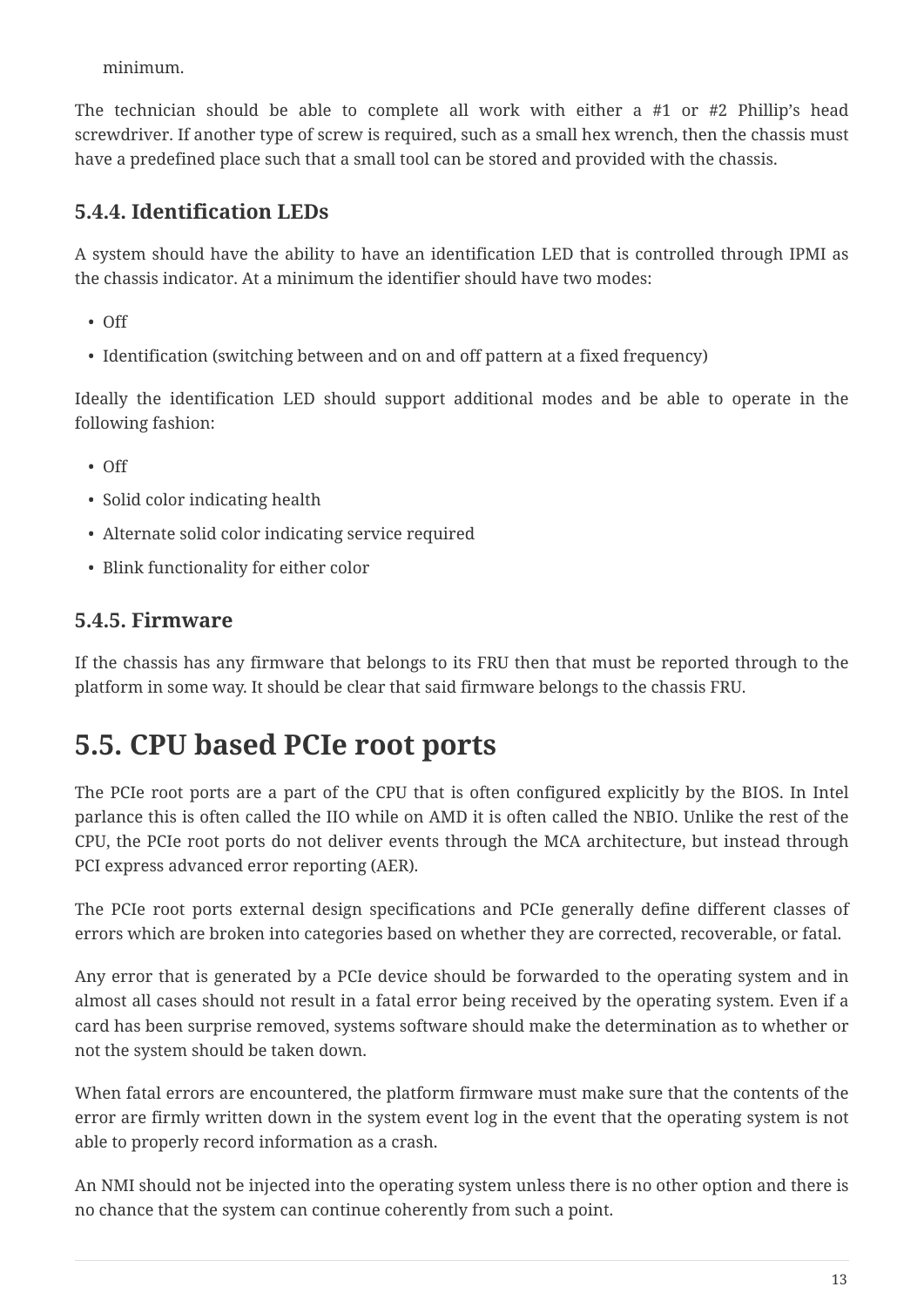minimum.

The technician should be able to complete all work with either a #1 or #2 Phillip's head screwdriver. If another type of screw is required, such as a small hex wrench, then the chassis must have a predefined place such that a small tool can be stored and provided with the chassis.

### 5.4.4. Identification LEDs

A system should have the ability to have an identification LED that is controlled through IPMI as the chassis indicator. At a minimum the identifier should have two modes:

- Off
- Identification (switching between and on and off pattern at a fixed frequency)

Ideally the identification LED should support additional modes and be able to operate in the following fashion:

- Off
- Solid color indicating health
- Alternate solid color indicating service required
- Blink functionality for either color

### 5.4.5. Firmware

If the chassis has any firmware that belongs to its FRU then that must be reported through to the platform in some way. It should be clear that said firmware belongs to the chassis FRU.

## 5.5. CPU based PCIe root ports

The PCIe root ports are a part of the CPU that is often configured explicitly by the BIOS. In Intel parlance this is often called the IIO while on AMD it is often called the NBIO. Unlike the rest of the CPU, the PCIe root ports do not deliver events through the MCA architecture, but instead through PCI express advanced error reporting (AER).

The PCIe root ports external design specifications and PCIe generally define different classes of errors which are broken into categories based on whether they are corrected, recoverable, or fatal.

Any error that is generated by a PCIe device should be forwarded to the operating system and in almost all cases should not result in a fatal error being received by the operating system. Even if a card has been surprise removed, systems software should make the determination as to whether or not the system should be taken down.

When fatal errors are encountered, the platform firmware must make sure that the contents of the error are firmly written down in the system event log in the event that the operating system is not able to properly record information as a crash.

An NMI should not be injected into the operating system unless there is no other option and there is no chance that the system can continue coherently from such a point.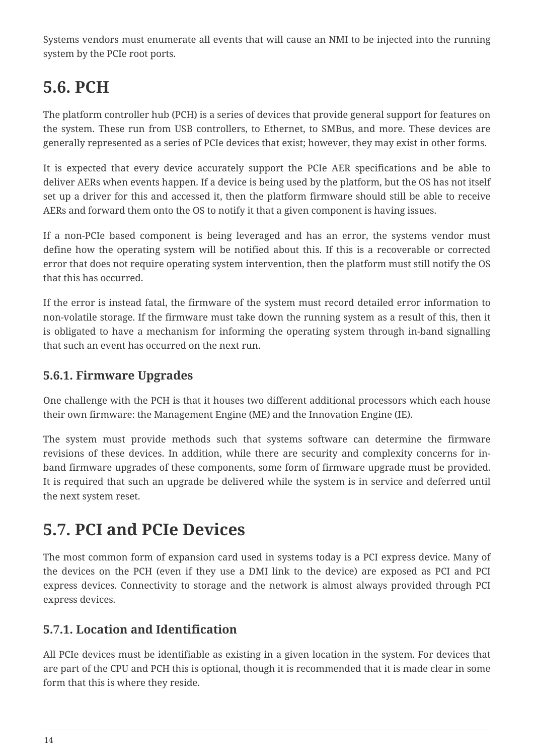Systems vendors must enumerate all events that will cause an NMI to be injected into the running system by the PCIe root ports.

## 5.6. PCH

The platform controller hub (PCH) is a series of devices that provide general support for features on the system. These run from USB controllers, to Ethernet, to SMBus, and more. These devices are generally represented as a series of PCIe devices that exist; however, they may exist in other forms.

It is expected that every device accurately support the PCIe AER specifications and be able to deliver AERs when events happen. If a device is being used by the platform, but the OS has not itself set up a driver for this and accessed it, then the platform firmware should still be able to receive AERs and forward them onto the OS to notify it that a given component is having issues.

If a non-PCIe based component is being leveraged and has an error, the systems vendor must define how the operating system will be notified about this. If this is a recoverable or corrected error that does not require operating system intervention, then the platform must still notify the OS that this has occurred.

If the error is instead fatal, the firmware of the system must record detailed error information to non-volatile storage. If the firmware must take down the running system as a result of this, then it is obligated to have a mechanism for informing the operating system through in-band signalling that such an event has occurred on the next run.

### 5.6.1. Firmware Upgrades

One challenge with the PCH is that it houses two different additional processors which each house their own firmware: the Management Engine (ME) and the Innovation Engine (IE).

The system must provide methods such that systems software can determine the firmware revisions of these devices. In addition, while there are security and complexity concerns for in-band firmware upgrades of these components, some form of firmware upgrade must be provided. It is required that such an upgrade be delivered while the system is in service and deferred until the next system reset.

## 5.7. PCI and PCIe Devices

The most common form of expansion card used in systems today is a PCI express device. Many of the devices on the PCH (even if they use a DMI link to the device) are exposed as PCI and PCI express devices. Connectivity to storage and the network is almost always provided through PCI express devices.

### 5.7.1. Location and Identification

All PCIe devices must be identifiable as existing in a given location in the system. For devices that are part of the CPU and PCH this is optional, though it is recommended that it is made clear in some form that this is where they reside.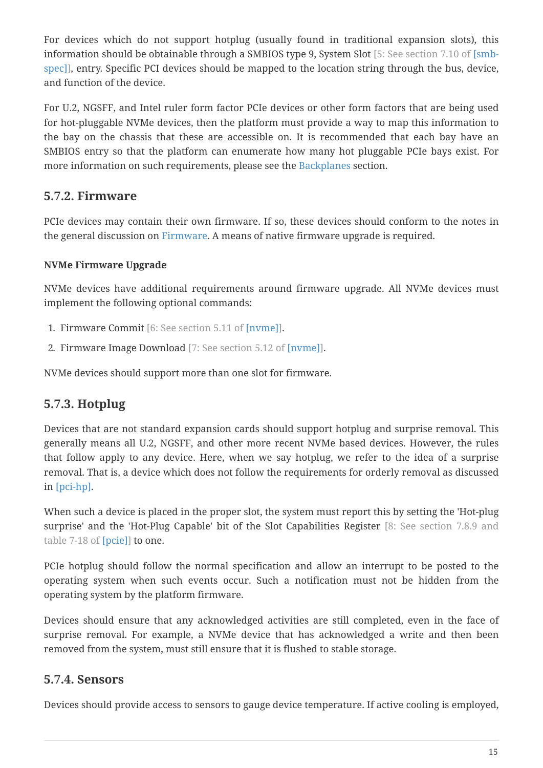For devices which do not support hotplug (usually found in traditional expansion slots), this information should be obtainable through a SMBIOS type 9, System Slot [5: See section 7.10 of [smb-spec]], entry. Specific PCI devices should be mapped to the location string through the bus, device, and function of the device.

For U.2, NGSFF, and Intel ruler form factor PCIe devices or other form factors that are being used for hot-pluggable NVMe devices, then the platform must provide a way to map this information to the bay on the chassis that these are accessible on. It is recommended that each bay have an SMBIOS entry so that the platform can enumerate how many hot pluggable PCIe bays exist. For more information on such requirements, please see the Backplanes section.

### 5.7.2. Firmware

PCIe devices may contain their own firmware. If so, these devices should conform to the notes in the general discussion on Firmware. A means of native firmware upgrade is required.

#### NVMe Firmware Upgrade

NVMe devices have additional requirements around firmware upgrade. All NVMe devices must implement the following optional commands:

1. Firmware Commit [6: See section 5.11 of [nvme]].
2. Firmware Image Download [7: See section 5.12 of [nvme]].

NVMe devices should support more than one slot for firmware.

### 5.7.3. Hotplug

Devices that are not standard expansion cards should support hotplug and surprise removal. This generally means all U.2, NGSFF, and other more recent NVMe based devices. However, the rules that follow apply to any device. Here, when we say hotplug, we refer to the idea of a surprise removal. That is, a device which does not follow the requirements for orderly removal as discussed in [pci-hp].

When such a device is placed in the proper slot, the system must report this by setting the 'Hot-plug surprise' and the 'Hot-Plug Capable' bit of the Slot Capabilities Register [8: See section 7.8.9 and table 7-18 of [pcie]] to one.

PCIe hotplug should follow the normal specification and allow an interrupt to be posted to the operating system when such events occur. Such a notification must not be hidden from the operating system by the platform firmware.

Devices should ensure that any acknowledged activities are still completed, even in the face of surprise removal. For example, a NVMe device that has acknowledged a write and then been removed from the system, must still ensure that it is flushed to stable storage.

### 5.7.4. Sensors

Devices should provide access to sensors to gauge device temperature. If active cooling is employed,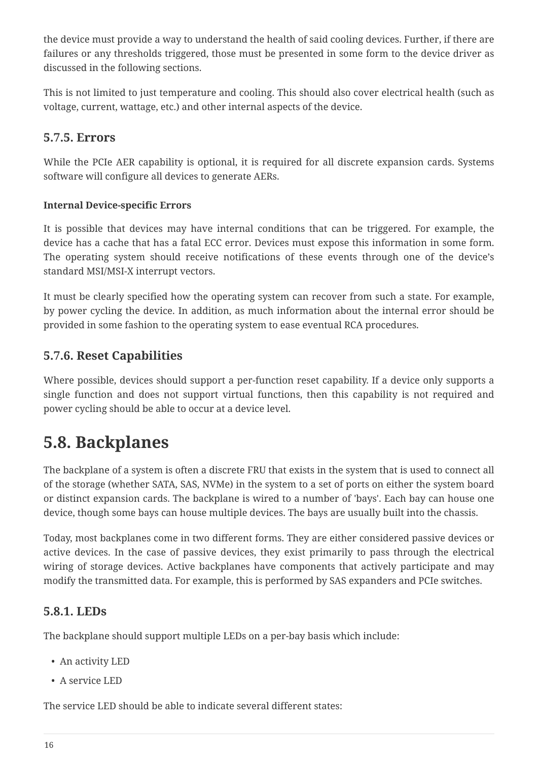the device must provide a way to understand the health of said cooling devices. Further, if there are failures or any thresholds triggered, those must be presented in some form to the device driver as discussed in the following sections.

This is not limited to just temperature and cooling. This should also cover electrical health (such as voltage, current, wattage, etc.) and other internal aspects of the device.

### 5.7.5. Errors

While the PCIe AER capability is optional, it is required for all discrete expansion cards. Systems software will configure all devices to generate AERs.

#### Internal Device-specific Errors

It is possible that devices may have internal conditions that can be triggered. For example, the device has a cache that has a fatal ECC error. Devices must expose this information in some form. The operating system should receive notifications of these events through one of the device's standard MSI/MSI-X interrupt vectors.

It must be clearly specified how the operating system can recover from such a state. For example, by power cycling the device. In addition, as much information about the internal error should be provided in some fashion to the operating system to ease eventual RCA procedures.

### 5.7.6. Reset Capabilities

Where possible, devices should support a per-function reset capability. If a device only supports a single function and does not support virtual functions, then this capability is not required and power cycling should be able to occur at a device level.

## 5.8. Backplanes

The backplane of a system is often a discrete FRU that exists in the system that is used to connect all of the storage (whether SATA, SAS, NVMe) in the system to a set of ports on either the system board or distinct expansion cards. The backplane is wired to a number of 'bays'. Each bay can house one device, though some bays can house multiple devices. The bays are usually built into the chassis.

Today, most backplanes come in two different forms. They are either considered passive devices or active devices. In the case of passive devices, they exist primarily to pass through the electrical wiring of storage devices. Active backplanes have components that actively participate and may modify the transmitted data. For example, this is performed by SAS expanders and PCIe switches.

### 5.8.1. LEDs

The backplane should support multiple LEDs on a per-bay basis which include:

- An activity LED
- A service LED

The service LED should be able to indicate several different states: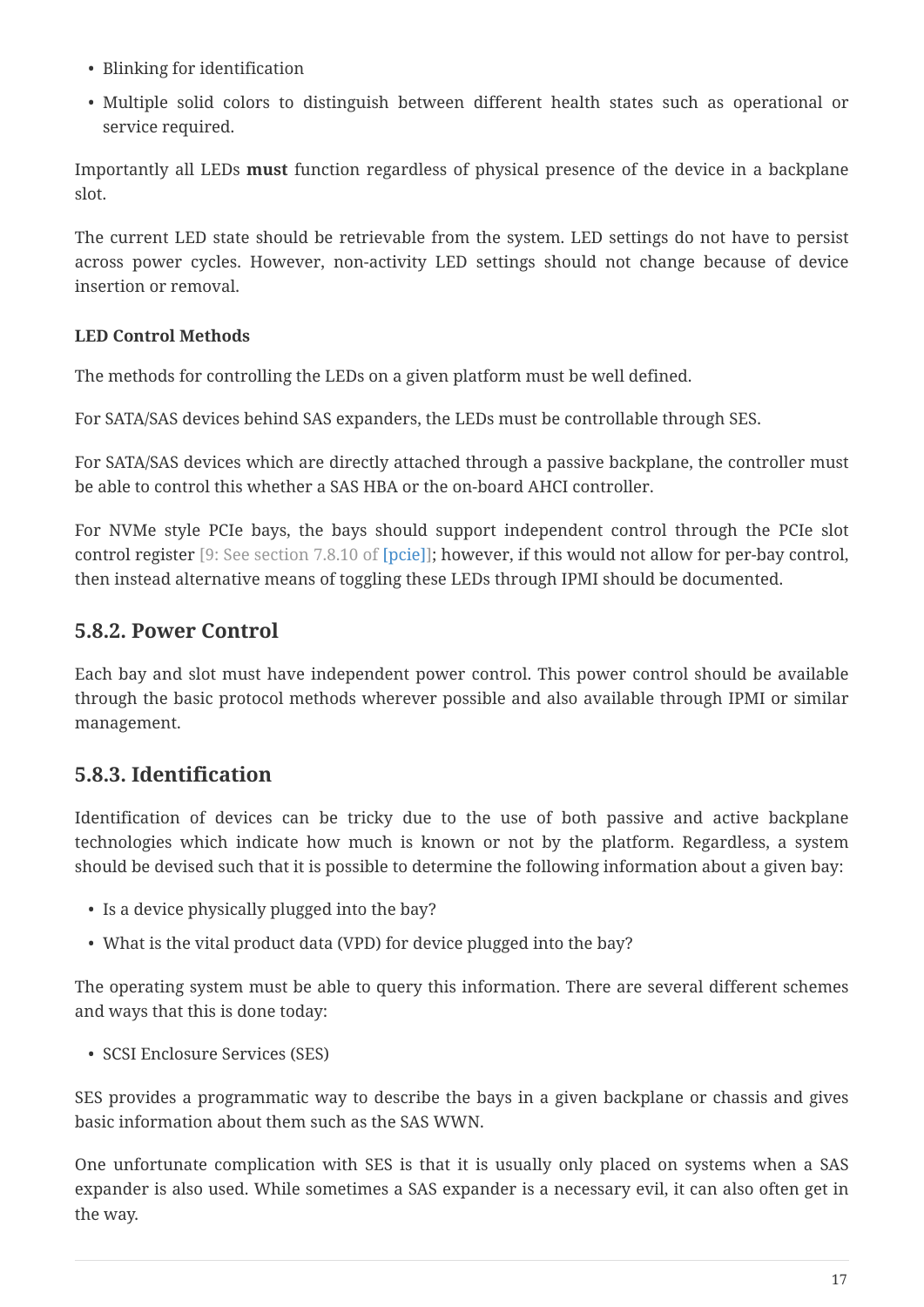- Blinking for identification
- Multiple solid colors to distinguish between different health states such as operational or service required.

Importantly all LEDs **must** function regardless of physical presence of the device in a backplane slot.

The current LED state should be retrievable from the system. LED settings do not have to persist across power cycles. However, non-activity LED settings should not change because of device insertion or removal.

#### LED Control Methods

The methods for controlling the LEDs on a given platform must be well defined.

For SATA/SAS devices behind SAS expanders, the LEDs must be controllable through SES.

For SATA/SAS devices which are directly attached through a passive backplane, the controller must be able to control this whether a SAS HBA or the on-board AHCI controller.

For NVMe style PCIe bays, the bays should support independent control through the PCIe slot control register [9: See section 7.8.10 of [pcie]]; however, if this would not allow for per-bay control, then instead alternative means of toggling these LEDs through IPMI should be documented.

### 5.8.2. Power Control

Each bay and slot must have independent power control. This power control should be available through the basic protocol methods wherever possible and also available through IPMI or similar management.

### 5.8.3. Identification

Identification of devices can be tricky due to the use of both passive and active backplane technologies which indicate how much is known or not by the platform. Regardless, a system should be devised such that it is possible to determine the following information about a given bay:

- Is a device physically plugged into the bay?
- What is the vital product data (VPD) for device plugged into the bay?

The operating system must be able to query this information. There are several different schemes and ways that this is done today:

- SCSI Enclosure Services (SES)

SES provides a programmatic way to describe the bays in a given backplane or chassis and gives basic information about them such as the SAS WWN.

One unfortunate complication with SES is that it is usually only placed on systems when a SAS expander is also used. While sometimes a SAS expander is a necessary evil, it can also often get in the way.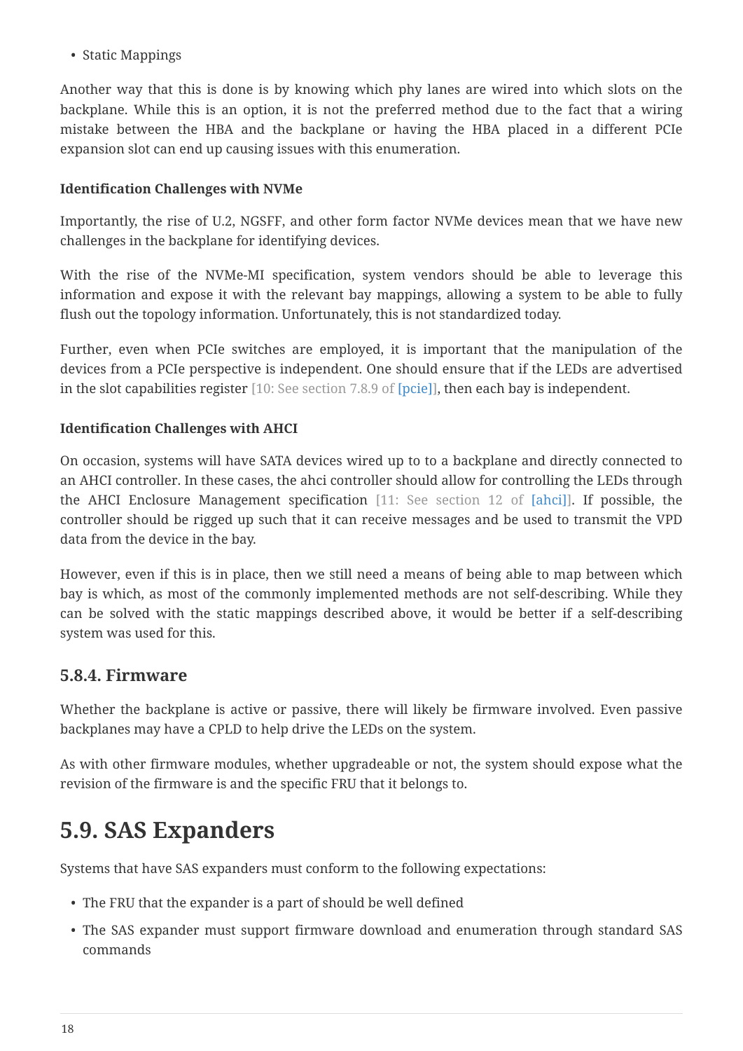- Static Mappings

Another way that this is done is by knowing which phy lanes are wired into which slots on the backplane. While this is an option, it is not the preferred method due to the fact that a wiring mistake between the HBA and the backplane or having the HBA placed in a different PCIe expansion slot can end up causing issues with this enumeration.

**Identification Challenges with NVMe**

Importantly, the rise of U.2, NGSFF, and other form factor NVMe devices mean that we have new challenges in the backplane for identifying devices.

With the rise of the NVMe-MI specification, system vendors should be able to leverage this information and expose it with the relevant bay mappings, allowing a system to be able to fully flush out the topology information. Unfortunately, this is not standardized today.

Further, even when PCIe switches are employed, it is important that the manipulation of the devices from a PCIe perspective is independent. One should ensure that if the LEDs are advertised in the slot capabilities register [10: See section 7.8.9 of [pcie]], then each bay is independent.

**Identification Challenges with AHCI**

On occasion, systems will have SATA devices wired up to to a backplane and directly connected to an AHCI controller. In these cases, the ahci controller should allow for controlling the LEDs through the AHCI Enclosure Management specification [11: See section 12 of [ahci]]. If possible, the controller should be rigged up such that it can receive messages and be used to transmit the VPD data from the device in the bay.

However, even if this is in place, then we still need a means of being able to map between which bay is which, as most of the commonly implemented methods are not self-describing. While they can be solved with the static mappings described above, it would be better if a self-describing system was used for this.

### 5.8.4. Firmware

Whether the backplane is active or passive, there will likely be firmware involved. Even passive backplanes may have a CPLD to help drive the LEDs on the system.

As with other firmware modules, whether upgradeable or not, the system should expose what the revision of the firmware is and the specific FRU that it belongs to.

## 5.9. SAS Expanders

Systems that have SAS expanders must conform to the following expectations:

- The FRU that the expander is a part of should be well defined
- The SAS expander must support firmware download and enumeration through standard SAS commands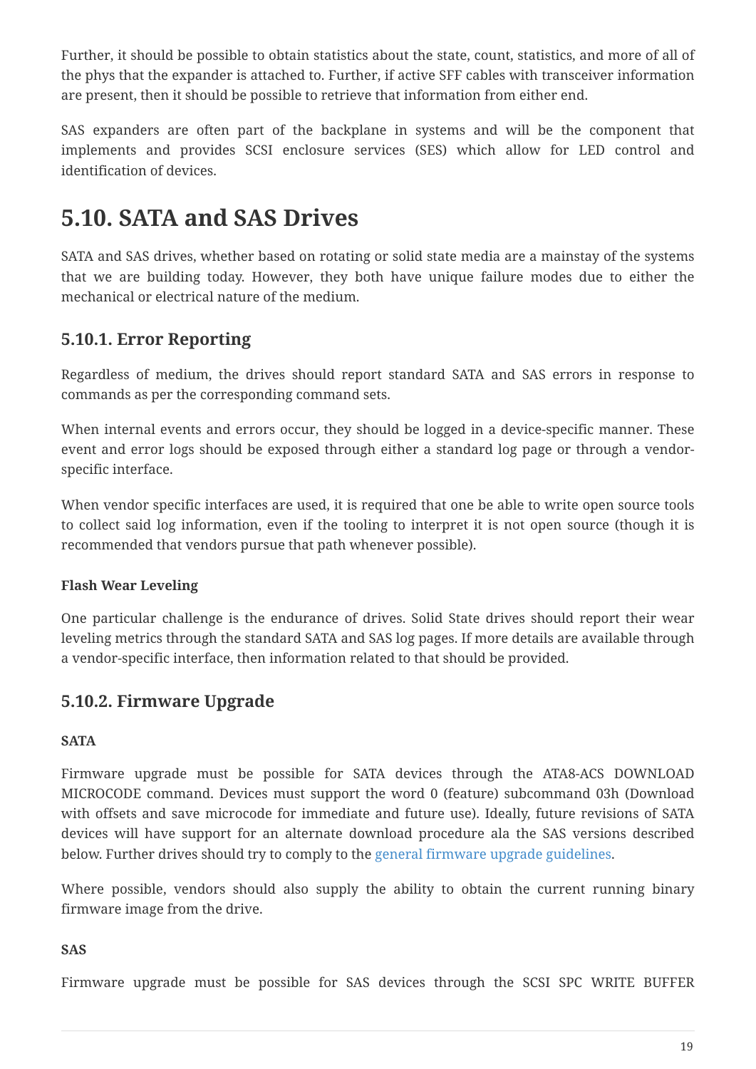Further, it should be possible to obtain statistics about the state, count, statistics, and more of all of the phys that the expander is attached to. Further, if active SFF cables with transceiver information are present, then it should be possible to retrieve that information from either end.

SAS expanders are often part of the backplane in systems and will be the component that implements and provides SCSI enclosure services (SES) which allow for LED control and identification of devices.

# 5.10. SATA and SAS Drives

SATA and SAS drives, whether based on rotating or solid state media are a mainstay of the systems that we are building today. However, they both have unique failure modes due to either the mechanical or electrical nature of the medium.

## 5.10.1. Error Reporting

Regardless of medium, the drives should report standard SATA and SAS errors in response to commands as per the corresponding command sets.

When internal events and errors occur, they should be logged in a device-specific manner. These event and error logs should be exposed through either a standard log page or through a vendor-specific interface.

When vendor specific interfaces are used, it is required that one be able to write open source tools to collect said log information, even if the tooling to interpret it is not open source (though it is recommended that vendors pursue that path whenever possible).

**Flash Wear Leveling**

One particular challenge is the endurance of drives. Solid State drives should report their wear leveling metrics through the standard SATA and SAS log pages. If more details are available through a vendor-specific interface, then information related to that should be provided.

## 5.10.2. Firmware Upgrade

**SATA**

Firmware upgrade must be possible for SATA devices through the ATA8-ACS DOWNLOAD MICROCODE command. Devices must support the word 0 (feature) subcommand 03h (Download with offsets and save microcode for immediate and future use). Ideally, future revisions of SATA devices will have support for an alternate download procedure ala the SAS versions described below. Further drives should try to comply to the general firmware upgrade guidelines.

Where possible, vendors should also supply the ability to obtain the current running binary firmware image from the drive.

**SAS**

Firmware upgrade must be possible for SAS devices through the SCSI SPC WRITE BUFFER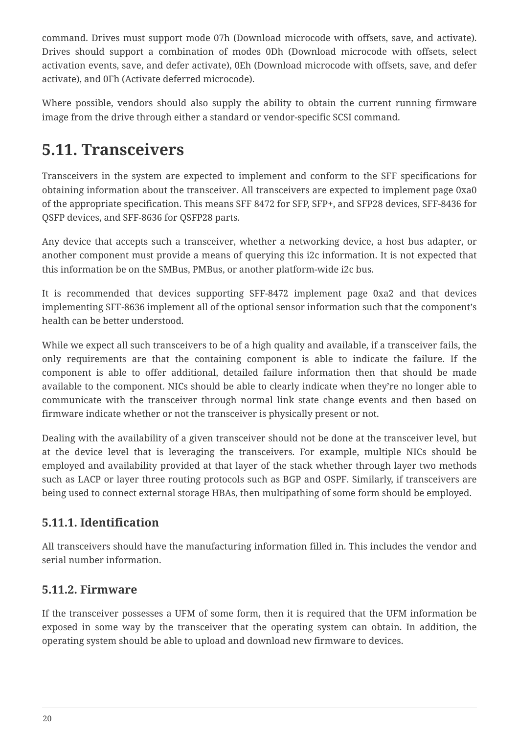command. Drives must support mode 07h (Download microcode with offsets, save, and activate). Drives should support a combination of modes 0Dh (Download microcode with offsets, select activation events, save, and defer activate), 0Eh (Download microcode with offsets, save, and defer activate), and 0Fh (Activate deferred microcode).

Where possible, vendors should also supply the ability to obtain the current running firmware image from the drive through either a standard or vendor-specific SCSI command.

## 5.11. Transceivers

Transceivers in the system are expected to implement and conform to the SFF specifications for obtaining information about the transceiver. All transceivers are expected to implement page 0xa0 of the appropriate specification. This means SFF 8472 for SFP, SFP+, and SFP28 devices, SFF-8436 for QSFP devices, and SFF-8636 for QSFP28 parts.

Any device that accepts such a transceiver, whether a networking device, a host bus adapter, or another component must provide a means of querying this i2c information. It is not expected that this information be on the SMBus, PMBus, or another platform-wide i2c bus.

It is recommended that devices supporting SFF-8472 implement page 0xa2 and that devices implementing SFF-8636 implement all of the optional sensor information such that the component's health can be better understood.

While we expect all such transceivers to be of a high quality and available, if a transceiver fails, the only requirements are that the containing component is able to indicate the failure. If the component is able to offer additional, detailed failure information then that should be made available to the component. NICs should be able to clearly indicate when they're no longer able to communicate with the transceiver through normal link state change events and then based on firmware indicate whether or not the transceiver is physically present or not.

Dealing with the availability of a given transceiver should not be done at the transceiver level, but at the device level that is leveraging the transceivers. For example, multiple NICs should be employed and availability provided at that layer of the stack whether through layer two methods such as LACP or layer three routing protocols such as BGP and OSPF. Similarly, if transceivers are being used to connect external storage HBAs, then multipathing of some form should be employed.

### 5.11.1. Identification

All transceivers should have the manufacturing information filled in. This includes the vendor and serial number information.

### 5.11.2. Firmware

If the transceiver possesses a UFM of some form, then it is required that the UFM information be exposed in some way by the transceiver that the operating system can obtain. In addition, the operating system should be able to upload and download new firmware to devices.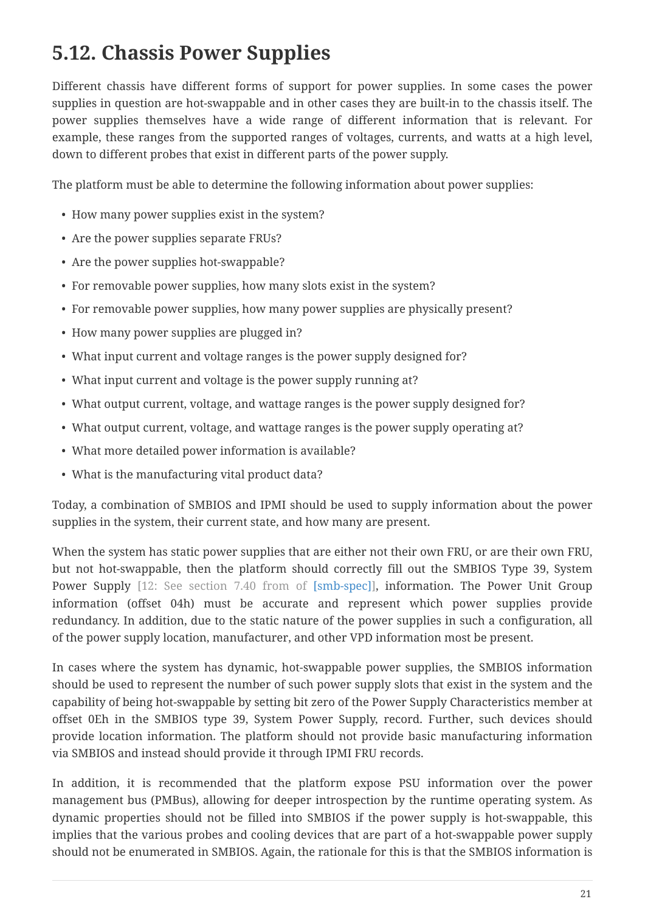## 5.12. Chassis Power Supplies

Different chassis have different forms of support for power supplies. In some cases the power supplies in question are hot-swappable and in other cases they are built-in to the chassis itself. The power supplies themselves have a wide range of different information that is relevant. For example, these ranges from the supported ranges of voltages, currents, and watts at a high level, down to different probes that exist in different parts of the power supply.

The platform must be able to determine the following information about power supplies:

- How many power supplies exist in the system?
- Are the power supplies separate FRUs?
- Are the power supplies hot-swappable?
- For removable power supplies, how many slots exist in the system?
- For removable power supplies, how many power supplies are physically present?
- How many power supplies are plugged in?
- What input current and voltage ranges is the power supply designed for?
- What input current and voltage is the power supply running at?
- What output current, voltage, and wattage ranges is the power supply designed for?
- What output current, voltage, and wattage ranges is the power supply operating at?
- What more detailed power information is available?
- What is the manufacturing vital product data?

Today, a combination of SMBIOS and IPMI should be used to supply information about the power supplies in the system, their current state, and how many are present.

When the system has static power supplies that are either not their own FRU, or are their own FRU, but not hot-swappable, then the platform should correctly fill out the SMBIOS Type 39, System Power Supply [12: See section 7.40 from of [smb-spec]], information. The Power Unit Group information (offset 04h) must be accurate and represent which power supplies provide redundancy. In addition, due to the static nature of the power supplies in such a configuration, all of the power supply location, manufacturer, and other VPD information most be present.

In cases where the system has dynamic, hot-swappable power supplies, the SMBIOS information should be used to represent the number of such power supply slots that exist in the system and the capability of being hot-swappable by setting bit zero of the Power Supply Characteristics member at offset 0Eh in the SMBIOS type 39, System Power Supply, record. Further, such devices should provide location information. The platform should not provide basic manufacturing information via SMBIOS and instead should provide it through IPMI FRU records.

In addition, it is recommended that the platform expose PSU information over the power management bus (PMBus), allowing for deeper introspection by the runtime operating system. As dynamic properties should not be filled into SMBIOS if the power supply is hot-swappable, this implies that the various probes and cooling devices that are part of a hot-swappable power supply should not be enumerated in SMBIOS. Again, the rationale for this is that the SMBIOS information is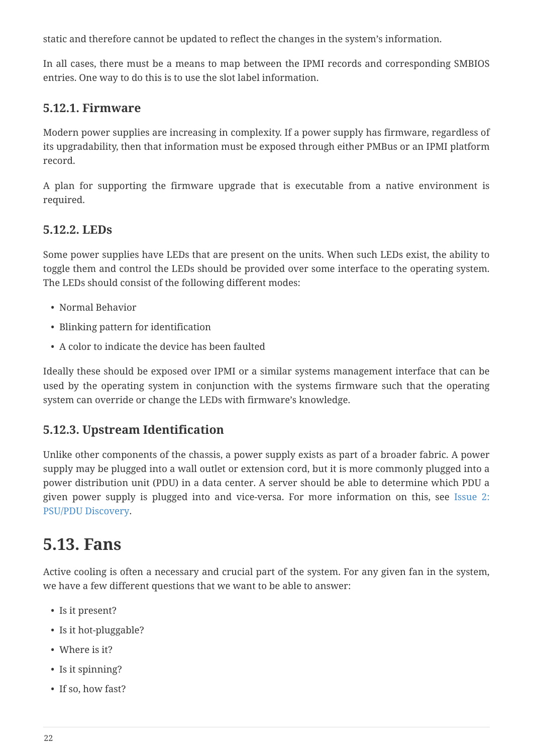static and therefore cannot be updated to reflect the changes in the system's information.

In all cases, there must be a means to map between the IPMI records and corresponding SMBIOS entries. One way to do this is to use the slot label information.

### 5.12.1. Firmware

Modern power supplies are increasing in complexity. If a power supply has firmware, regardless of its upgradability, then that information must be exposed through either PMBus or an IPMI platform record.

A plan for supporting the firmware upgrade that is executable from a native environment is required.

### 5.12.2. LEDs

Some power supplies have LEDs that are present on the units. When such LEDs exist, the ability to toggle them and control the LEDs should be provided over some interface to the operating system. The LEDs should consist of the following different modes:

- Normal Behavior
- Blinking pattern for identification
- A color to indicate the device has been faulted

Ideally these should be exposed over IPMI or a similar systems management interface that can be used by the operating system in conjunction with the systems firmware such that the operating system can override or change the LEDs with firmware's knowledge.

### 5.12.3. Upstream Identification

Unlike other components of the chassis, a power supply exists as part of a broader fabric. A power supply may be plugged into a wall outlet or extension cord, but it is more commonly plugged into a power distribution unit (PDU) in a data center. A server should be able to determine which PDU a given power supply is plugged into and vice-versa. For more information on this, see Issue 2: PSU/PDU Discovery.

## 5.13. Fans

Active cooling is often a necessary and crucial part of the system. For any given fan in the system, we have a few different questions that we want to be able to answer:

- Is it present?
- Is it hot-pluggable?
- Where is it?
- Is it spinning?
- If so, how fast?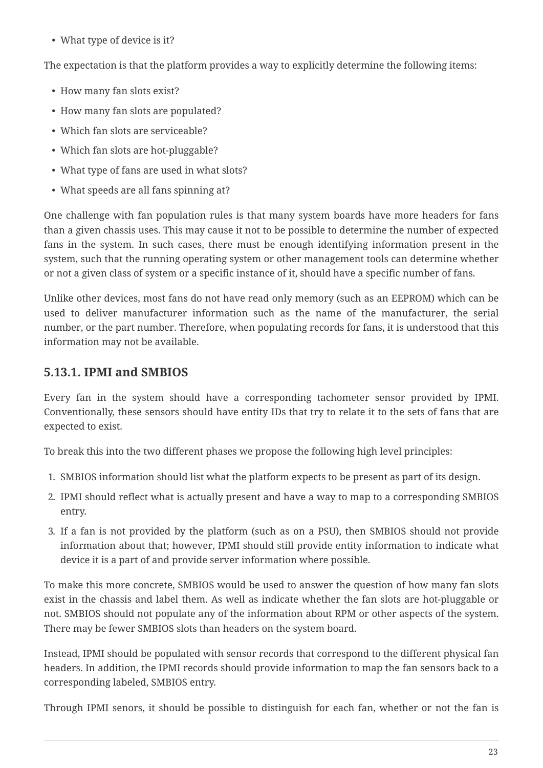- What type of device is it?

The expectation is that the platform provides a way to explicitly determine the following items:

- How many fan slots exist?
- How many fan slots are populated?
- Which fan slots are serviceable?
- Which fan slots are hot-pluggable?
- What type of fans are used in what slots?
- What speeds are all fans spinning at?

One challenge with fan population rules is that many system boards have more headers for fans than a given chassis uses. This may cause it not to be possible to determine the number of expected fans in the system. In such cases, there must be enough identifying information present in the system, such that the running operating system or other management tools can determine whether or not a given class of system or a specific instance of it, should have a specific number of fans.

Unlike other devices, most fans do not have read only memory (such as an EEPROM) which can be used to deliver manufacturer information such as the name of the manufacturer, the serial number, or the part number. Therefore, when populating records for fans, it is understood that this information may not be available.

### 5.13.1. IPMI and SMBIOS

Every fan in the system should have a corresponding tachometer sensor provided by IPMI. Conventionally, these sensors should have entity IDs that try to relate it to the sets of fans that are expected to exist.

To break this into the two different phases we propose the following high level principles:

1. SMBIOS information should list what the platform expects to be present as part of its design.
2. IPMI should reflect what is actually present and have a way to map to a corresponding SMBIOS entry.
3. If a fan is not provided by the platform (such as on a PSU), then SMBIOS should not provide information about that; however, IPMI should still provide entity information to indicate what device it is a part of and provide server information where possible.

To make this more concrete, SMBIOS would be used to answer the question of how many fan slots exist in the chassis and label them. As well as indicate whether the fan slots are hot-pluggable or not. SMBIOS should not populate any of the information about RPM or other aspects of the system. There may be fewer SMBIOS slots than headers on the system board.

Instead, IPMI should be populated with sensor records that correspond to the different physical fan headers. In addition, the IPMI records should provide information to map the fan sensors back to a corresponding labeled, SMBIOS entry.

Through IPMI senors, it should be possible to distinguish for each fan, whether or not the fan is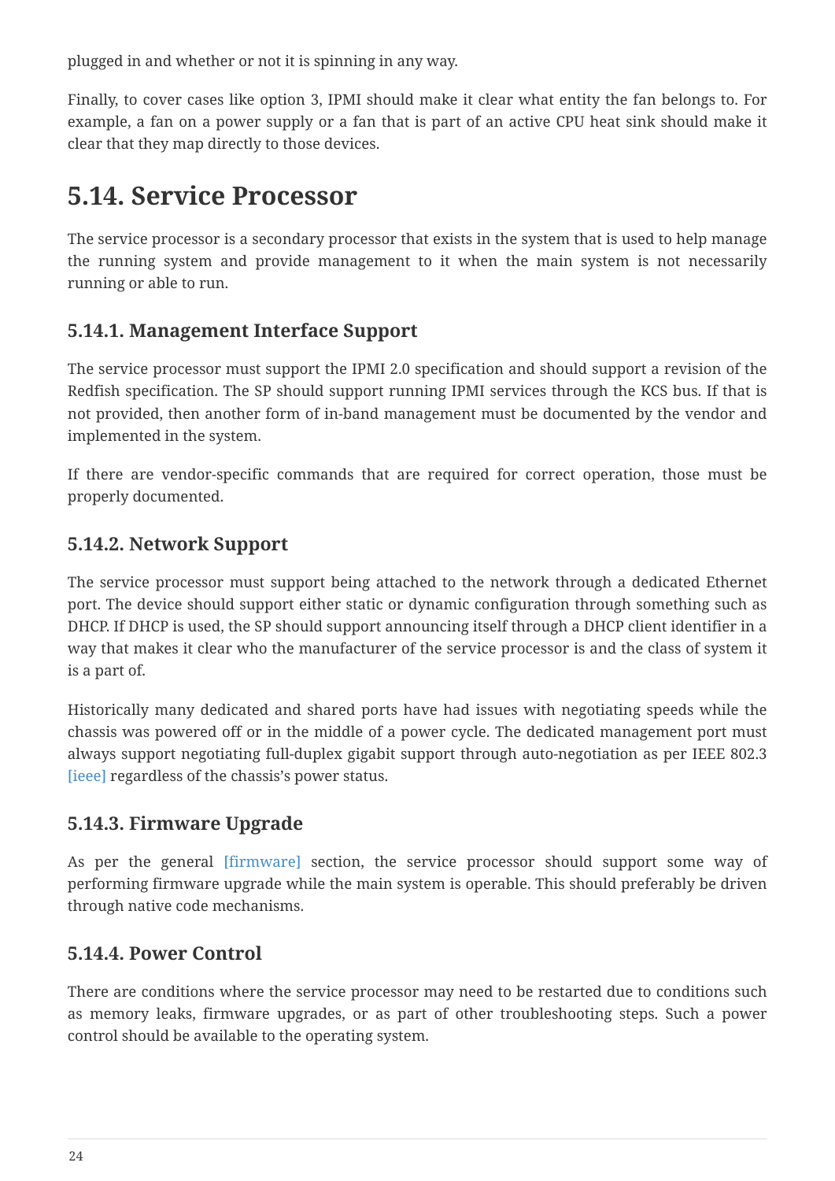plugged in and whether or not it is spinning in any way.

Finally, to cover cases like option 3, IPMI should make it clear what entity the fan belongs to. For example, a fan on a power supply or a fan that is part of an active CPU heat sink should make it clear that they map directly to those devices.

## 5.14. Service Processor

The service processor is a secondary processor that exists in the system that is used to help manage the running system and provide management to it when the main system is not necessarily running or able to run.

### 5.14.1. Management Interface Support

The service processor must support the IPMI 2.0 specification and should support a revision of the Redfish specification. The SP should support running IPMI services through the KCS bus. If that is not provided, then another form of in-band management must be documented by the vendor and implemented in the system.

If there are vendor-specific commands that are required for correct operation, those must be properly documented.

### 5.14.2. Network Support

The service processor must support being attached to the network through a dedicated Ethernet port. The device should support either static or dynamic configuration through something such as DHCP. If DHCP is used, the SP should support announcing itself through a DHCP client identifier in a way that makes it clear who the manufacturer of the service processor is and the class of system it is a part of.

Historically many dedicated and shared ports have had issues with negotiating speeds while the chassis was powered off or in the middle of a power cycle. The dedicated management port must always support negotiating full-duplex gigabit support through auto-negotiation as per IEEE 802.3 [ieee] regardless of the chassis's power status.

### 5.14.3. Firmware Upgrade

As per the general [firmware] section, the service processor should support some way of performing firmware upgrade while the main system is operable. This should preferably be driven through native code mechanisms.

### 5.14.4. Power Control

There are conditions where the service processor may need to be restarted due to conditions such as memory leaks, firmware upgrades, or as part of other troubleshooting steps. Such a power control should be available to the operating system.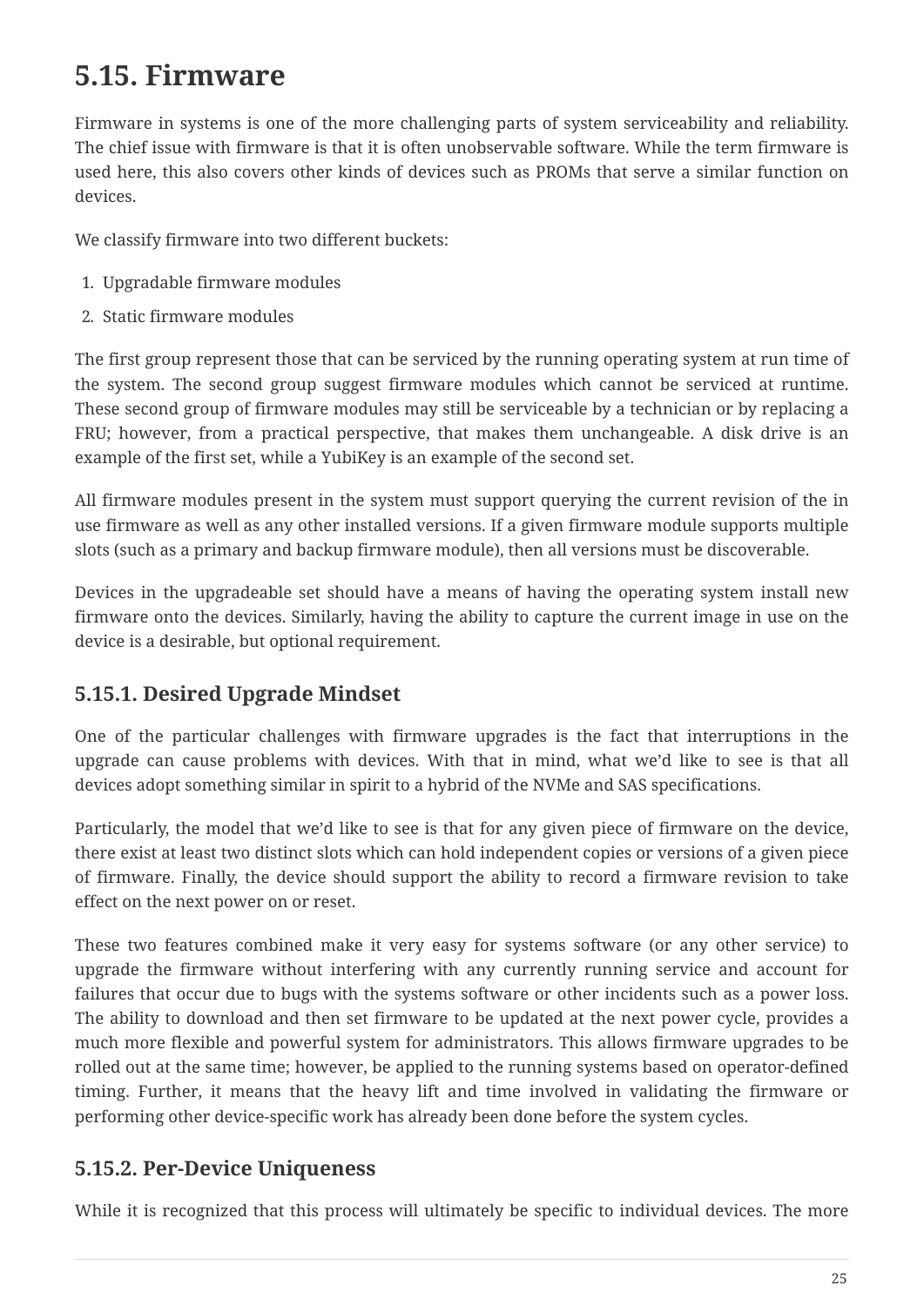## 5.15. Firmware

Firmware in systems is one of the more challenging parts of system serviceability and reliability. The chief issue with firmware is that it is often unobservable software. While the term firmware is used here, this also covers other kinds of devices such as PROMs that serve a similar function on devices.

We classify firmware into two different buckets:

1. Upgradable firmware modules
2. Static firmware modules

The first group represent those that can be serviced by the running operating system at run time of the system. The second group suggest firmware modules which cannot be serviced at runtime. These second group of firmware modules may still be serviceable by a technician or by replacing a FRU; however, from a practical perspective, that makes them unchangeable. A disk drive is an example of the first set, while a YubiKey is an example of the second set.

All firmware modules present in the system must support querying the current revision of the in use firmware as well as any other installed versions. If a given firmware module supports multiple slots (such as a primary and backup firmware module), then all versions must be discoverable.

Devices in the upgradeable set should have a means of having the operating system install new firmware onto the devices. Similarly, having the ability to capture the current image in use on the device is a desirable, but optional requirement.

### 5.15.1. Desired Upgrade Mindset

One of the particular challenges with firmware upgrades is the fact that interruptions in the upgrade can cause problems with devices. With that in mind, what we'd like to see is that all devices adopt something similar in spirit to a hybrid of the NVMe and SAS specifications.

Particularly, the model that we'd like to see is that for any given piece of firmware on the device, there exist at least two distinct slots which can hold independent copies or versions of a given piece of firmware. Finally, the device should support the ability to record a firmware revision to take effect on the next power on or reset.

These two features combined make it very easy for systems software (or any other service) to upgrade the firmware without interfering with any currently running service and account for failures that occur due to bugs with the systems software or other incidents such as a power loss. The ability to download and then set firmware to be updated at the next power cycle, provides a much more flexible and powerful system for administrators. This allows firmware upgrades to be rolled out at the same time; however, be applied to the running systems based on operator-defined timing. Further, it means that the heavy lift and time involved in validating the firmware or performing other device-specific work has already been done before the system cycles.

### 5.15.2. Per-Device Uniqueness

While it is recognized that this process will ultimately be specific to individual devices. The more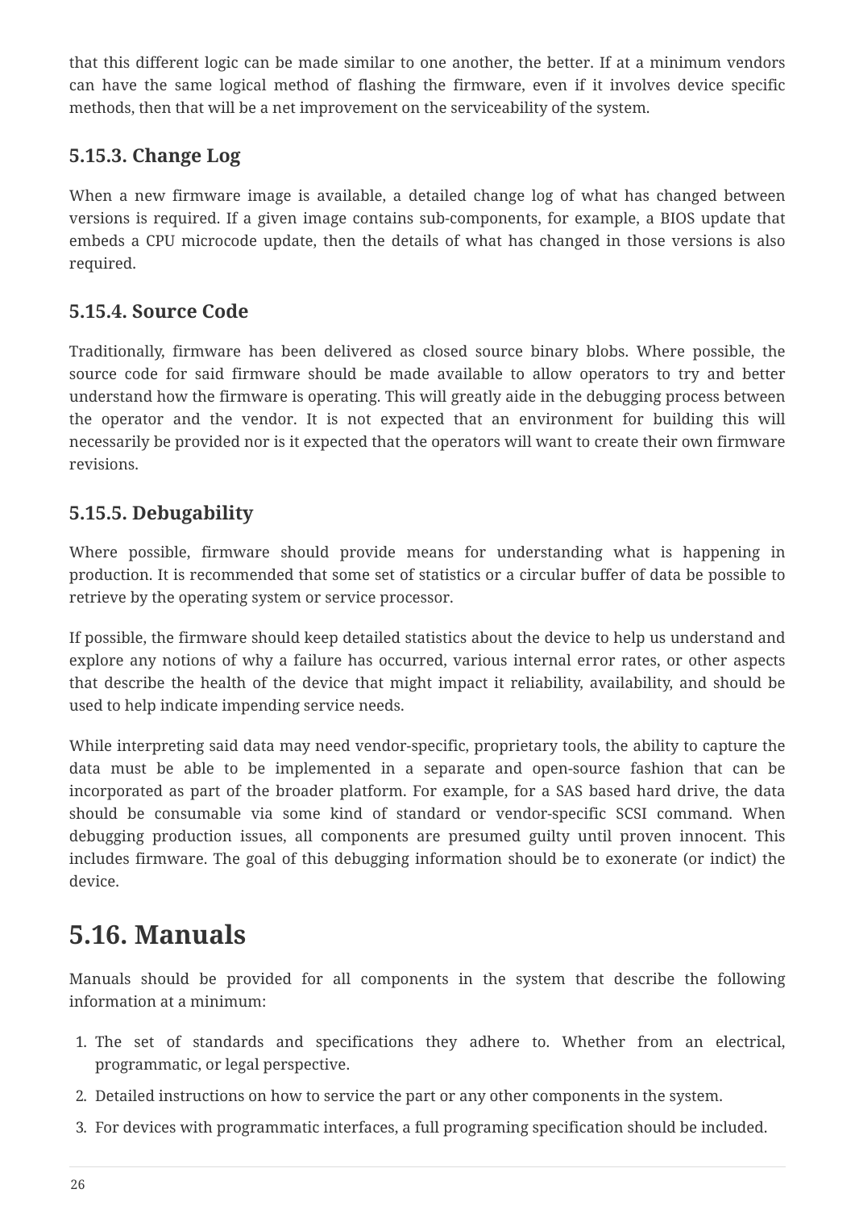that this different logic can be made similar to one another, the better. If at a minimum vendors can have the same logical method of flashing the firmware, even if it involves device specific methods, then that will be a net improvement on the serviceability of the system.

### 5.15.3. Change Log

When a new firmware image is available, a detailed change log of what has changed between versions is required. If a given image contains sub-components, for example, a BIOS update that embeds a CPU microcode update, then the details of what has changed in those versions is also required.

### 5.15.4. Source Code

Traditionally, firmware has been delivered as closed source binary blobs. Where possible, the source code for said firmware should be made available to allow operators to try and better understand how the firmware is operating. This will greatly aide in the debugging process between the operator and the vendor. It is not expected that an environment for building this will necessarily be provided nor is it expected that the operators will want to create their own firmware revisions.

### 5.15.5. Debugability

Where possible, firmware should provide means for understanding what is happening in production. It is recommended that some set of statistics or a circular buffer of data be possible to retrieve by the operating system or service processor.

If possible, the firmware should keep detailed statistics about the device to help us understand and explore any notions of why a failure has occurred, various internal error rates, or other aspects that describe the health of the device that might impact it reliability, availability, and should be used to help indicate impending service needs.

While interpreting said data may need vendor-specific, proprietary tools, the ability to capture the data must be able to be implemented in a separate and open-source fashion that can be incorporated as part of the broader platform. For example, for a SAS based hard drive, the data should be consumable via some kind of standard or vendor-specific SCSI command. When debugging production issues, all components are presumed guilty until proven innocent. This includes firmware. The goal of this debugging information should be to exonerate (or indict) the device.

## 5.16. Manuals

Manuals should be provided for all components in the system that describe the following information at a minimum:

1. The set of standards and specifications they adhere to. Whether from an electrical, programmatic, or legal perspective.
2. Detailed instructions on how to service the part or any other components in the system.
3. For devices with programmatic interfaces, a full programing specification should be included.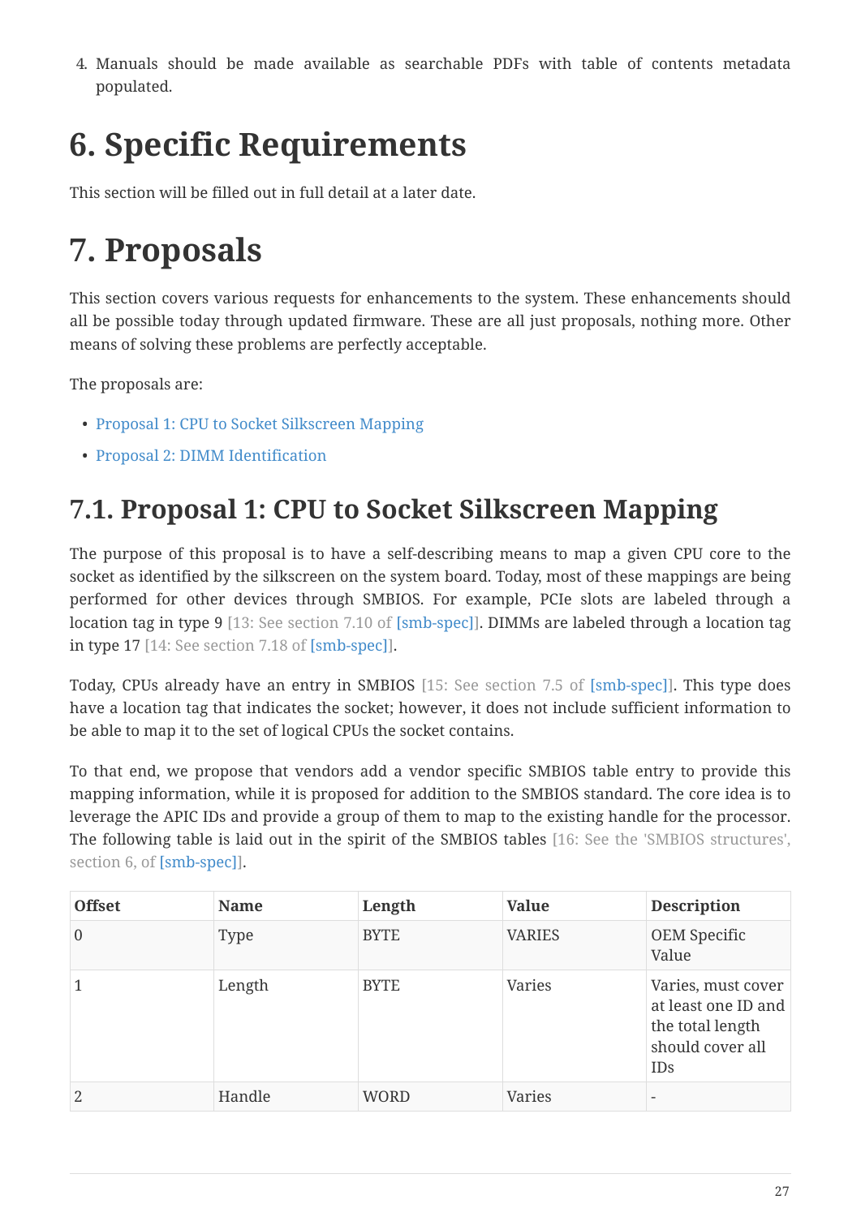4. Manuals should be made available as searchable PDFs with table of contents metadata populated.

# 6. Specific Requirements

This section will be filled out in full detail at a later date.

# 7. Proposals

This section covers various requests for enhancements to the system. These enhancements should all be possible today through updated firmware. These are all just proposals, nothing more. Other means of solving these problems are perfectly acceptable.

The proposals are:

- Proposal 1: CPU to Socket Silkscreen Mapping
- Proposal 2: DIMM Identification

## 7.1. Proposal 1: CPU to Socket Silkscreen Mapping

The purpose of this proposal is to have a self-describing means to map a given CPU core to the socket as identified by the silkscreen on the system board. Today, most of these mappings are being performed for other devices through SMBIOS. For example, PCIe slots are labeled through a location tag in type 9 [13: See section 7.10 of [smb-spec]]. DIMMs are labeled through a location tag in type 17 [14: See section 7.18 of [smb-spec]].

Today, CPUs already have an entry in SMBIOS [15: See section 7.5 of [smb-spec]]. This type does have a location tag that indicates the socket; however, it does not include sufficient information to be able to map it to the set of logical CPUs the socket contains.

To that end, we propose that vendors add a vendor specific SMBIOS table entry to provide this mapping information, while it is proposed for addition to the SMBIOS standard. The core idea is to leverage the APIC IDs and provide a group of them to map to the existing handle for the processor. The following table is laid out in the spirit of the SMBIOS tables [16: See the 'SMBIOS structures', section 6, of [smb-spec]].

| Offset | Name | Length | Value | Description |
|---|---|---|---|---|
| 0 | Type | BYTE | VARIES | OEM Specific Value |
| 1 | Length | BYTE | Varies | Varies, must cover at least one ID and the total length should cover all IDs |
| 2 | Handle | WORD | Varies | - |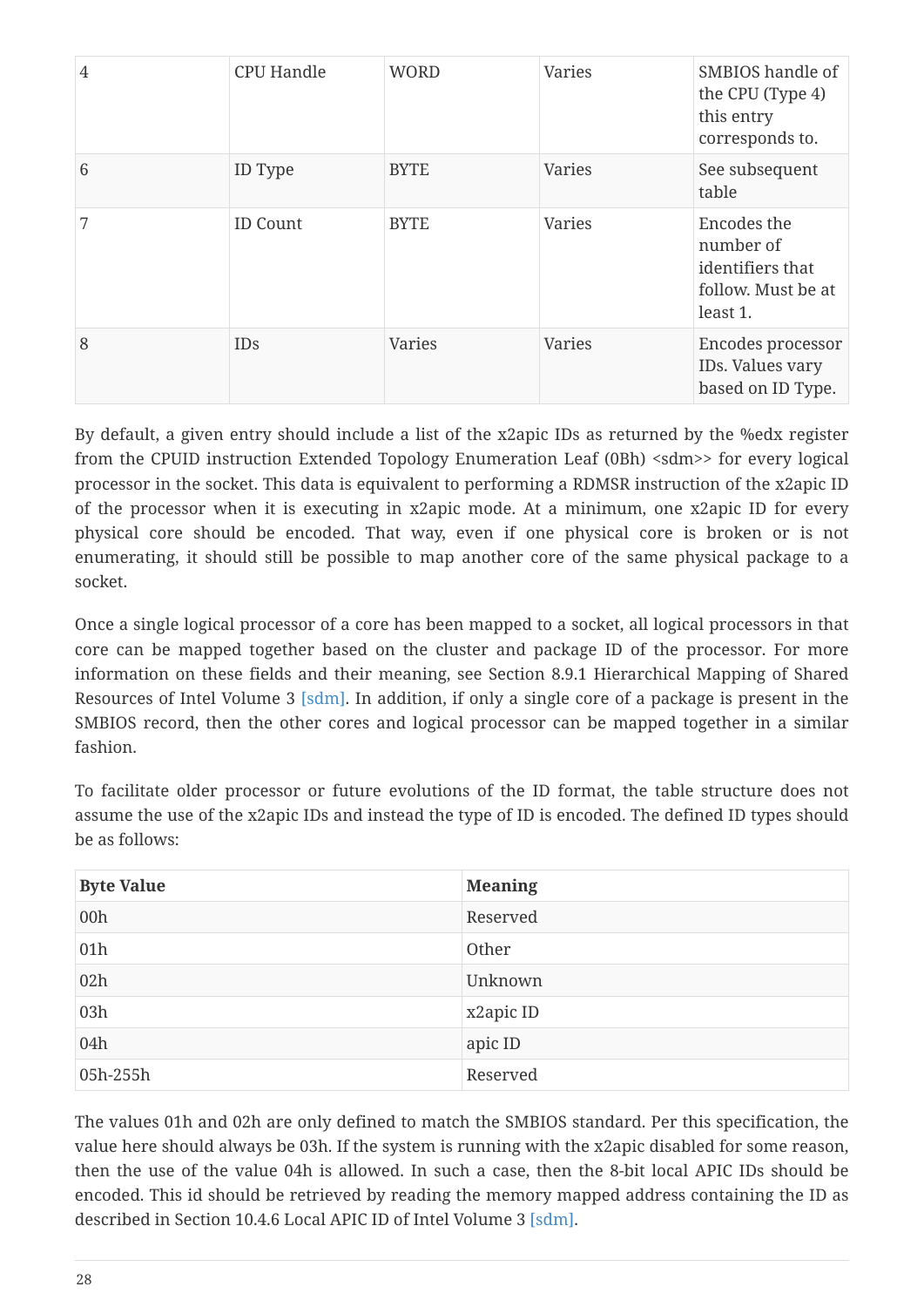| 4 | CPU Handle | WORD | Varies | SMBIOS handle of the CPU (Type 4) this entry corresponds to. |
| --- | --- | --- | --- | --- |
| 6 | ID Type | BYTE | Varies | See subsequent table |
| 7 | ID Count | BYTE | Varies | Encodes the number of identifiers that follow. Must be at least 1. |
| 8 | IDs | Varies | Varies | Encodes processor IDs. Values vary based on ID Type. |

By default, a given entry should include a list of the x2apic IDs as returned by the %edx register from the CPUID instruction Extended Topology Enumeration Leaf (0Bh) <sdm>> for every logical processor in the socket. This data is equivalent to performing a RDMSR instruction of the x2apic ID of the processor when it is executing in x2apic mode. At a minimum, one x2apic ID for every physical core should be encoded. That way, even if one physical core is broken or is not enumerating, it should still be possible to map another core of the same physical package to a socket.

Once a single logical processor of a core has been mapped to a socket, all logical processors in that core can be mapped together based on the cluster and package ID of the processor. For more information on these fields and their meaning, see Section 8.9.1 Hierarchical Mapping of Shared Resources of Intel Volume 3 [sdm]. In addition, if only a single core of a package is present in the SMBIOS record, then the other cores and logical processor can be mapped together in a similar fashion.

To facilitate older processor or future evolutions of the ID format, the table structure does not assume the use of the x2apic IDs and instead the type of ID is encoded. The defined ID types should be as follows:

| Byte Value | Meaning |
| --- | --- |
| 00h | Reserved |
| 01h | Other |
| 02h | Unknown |
| 03h | x2apic ID |
| 04h | apic ID |
| 05h-255h | Reserved |

The values 01h and 02h are only defined to match the SMBIOS standard. Per this specification, the value here should always be 03h. If the system is running with the x2apic disabled for some reason, then the use of the value 04h is allowed. In such a case, then the 8-bit local APIC IDs should be encoded. This id should be retrieved by reading the memory mapped address containing the ID as described in Section 10.4.6 Local APIC ID of Intel Volume 3 [sdm].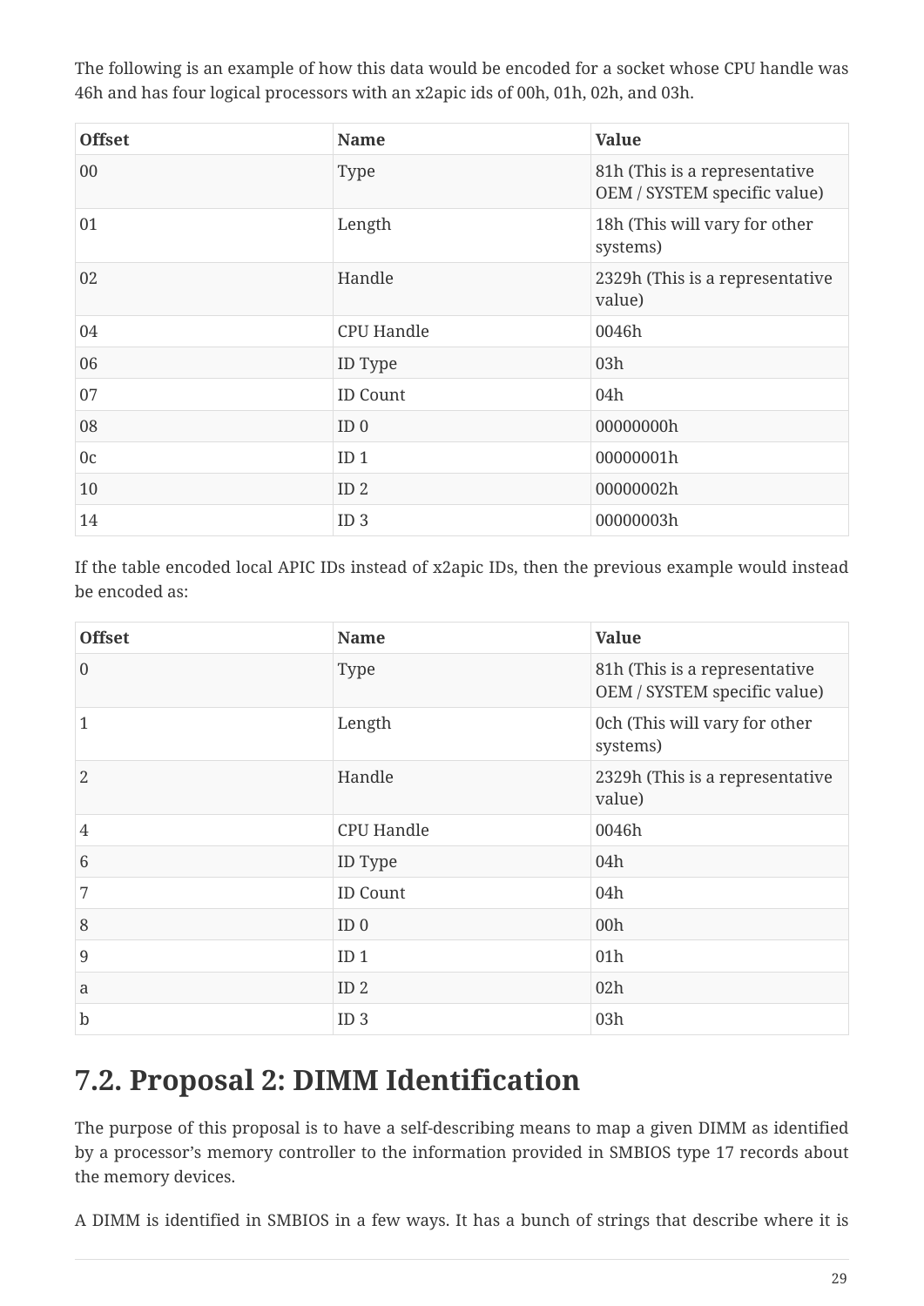The following is an example of how this data would be encoded for a socket whose CPU handle was 46h and has four logical processors with an x2apic ids of 00h, 01h, 02h, and 03h.

| Offset | Name | Value |
| --- | --- | --- |
| 00 | Type | 81h (This is a representative OEM / SYSTEM specific value) |
| 01 | Length | 18h (This will vary for other systems) |
| 02 | Handle | 2329h (This is a representative value) |
| 04 | CPU Handle | 0046h |
| 06 | ID Type | 03h |
| 07 | ID Count | 04h |
| 08 | ID 0 | 00000000h |
| 0c | ID 1 | 00000001h |
| 10 | ID 2 | 00000002h |
| 14 | ID 3 | 00000003h |

If the table encoded local APIC IDs instead of x2apic IDs, then the previous example would instead be encoded as:

| Offset | Name | Value |
| --- | --- | --- |
| 0 | Type | 81h (This is a representative OEM / SYSTEM specific value) |
| 1 | Length | 0ch (This will vary for other systems) |
| 2 | Handle | 2329h (This is a representative value) |
| 4 | CPU Handle | 0046h |
| 6 | ID Type | 04h |
| 7 | ID Count | 04h |
| 8 | ID 0 | 00h |
| 9 | ID 1 | 01h |
| a | ID 2 | 02h |
| b | ID 3 | 03h |

## 7.2. Proposal 2: DIMM Identification

The purpose of this proposal is to have a self-describing means to map a given DIMM as identified by a processor's memory controller to the information provided in SMBIOS type 17 records about the memory devices.

A DIMM is identified in SMBIOS in a few ways. It has a bunch of strings that describe where it is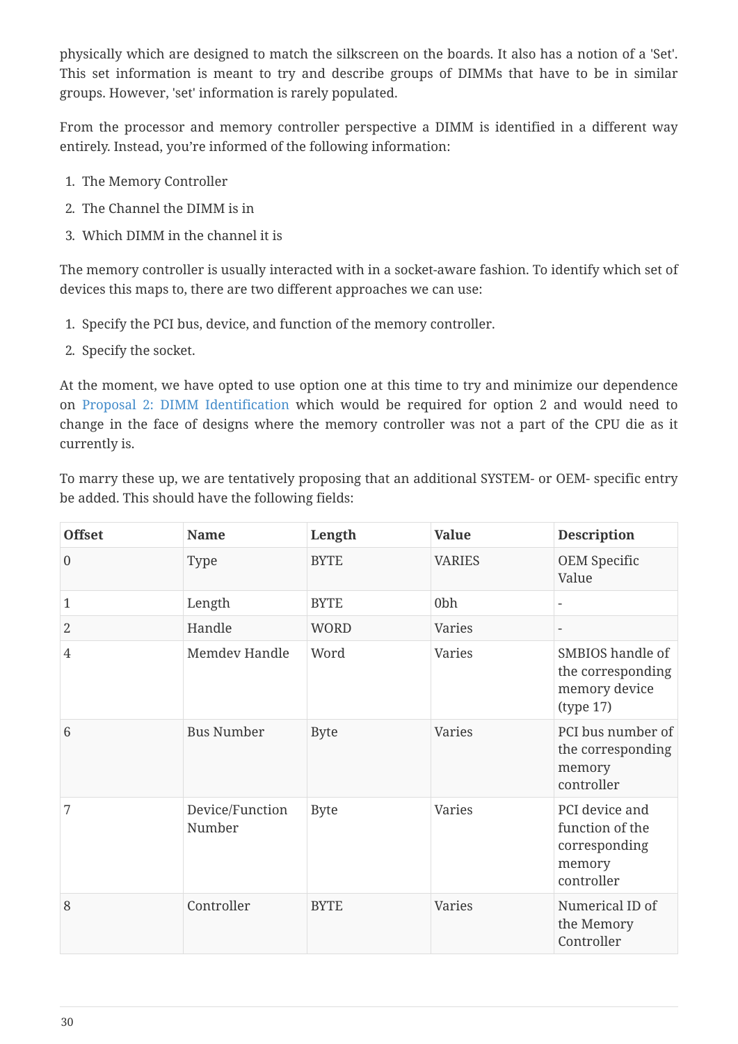physically which are designed to match the silkscreen on the boards. It also has a notion of a 'Set'. This set information is meant to try and describe groups of DIMMs that have to be in similar groups. However, 'set' information is rarely populated.

From the processor and memory controller perspective a DIMM is identified in a different way entirely. Instead, you're informed of the following information:

1. The Memory Controller
2. The Channel the DIMM is in
3. Which DIMM in the channel it is

The memory controller is usually interacted with in a socket-aware fashion. To identify which set of devices this maps to, there are two different approaches we can use:

1. Specify the PCI bus, device, and function of the memory controller.
2. Specify the socket.

At the moment, we have opted to use option one at this time to try and minimize our dependence on Proposal 2: DIMM Identification which would be required for option 2 and would need to change in the face of designs where the memory controller was not a part of the CPU die as it currently is.

To marry these up, we are tentatively proposing that an additional SYSTEM- or OEM- specific entry be added. This should have the following fields:

| Offset | Name | Length | Value | Description |
|---|---|---|---|---|
| 0 | Type | BYTE | VARIES | OEM Specific Value |
| 1 | Length | BYTE | 0bh | - |
| 2 | Handle | WORD | Varies | - |
| 4 | Memdev Handle | Word | Varies | SMBIOS handle of the corresponding memory device (type 17) |
| 6 | Bus Number | Byte | Varies | PCI bus number of the corresponding memory controller |
| 7 | Device/Function Number | Byte | Varies | PCI device and function of the corresponding memory controller |
| 8 | Controller | BYTE | Varies | Numerical ID of the Memory Controller |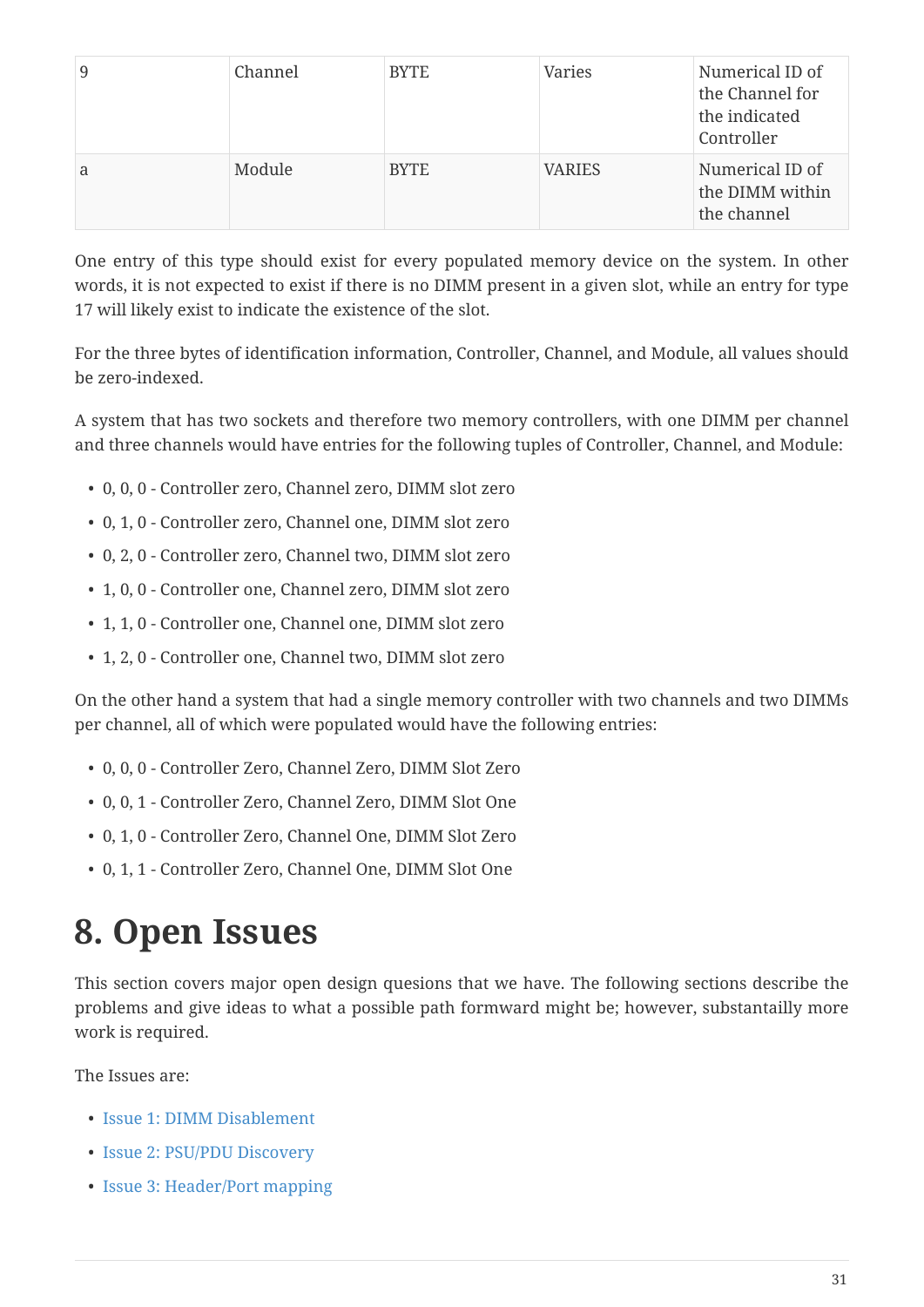| 9 | Channel | BYTE | Varies | Numerical ID of the Channel for the indicated Controller |
| --- | --- | --- | --- | --- |
| a | Module | BYTE | VARIES | Numerical ID of the DIMM within the channel |

One entry of this type should exist for every populated memory device on the system. In other words, it is not expected to exist if there is no DIMM present in a given slot, while an entry for type 17 will likely exist to indicate the existence of the slot.

For the three bytes of identification information, Controller, Channel, and Module, all values should be zero-indexed.

A system that has two sockets and therefore two memory controllers, with one DIMM per channel and three channels would have entries for the following tuples of Controller, Channel, and Module:

- 0, 0, 0 - Controller zero, Channel zero, DIMM slot zero
- 0, 1, 0 - Controller zero, Channel one, DIMM slot zero
- 0, 2, 0 - Controller zero, Channel two, DIMM slot zero
- 1, 0, 0 - Controller one, Channel zero, DIMM slot zero
- 1, 1, 0 - Controller one, Channel one, DIMM slot zero
- 1, 2, 0 - Controller one, Channel two, DIMM slot zero

On the other hand a system that had a single memory controller with two channels and two DIMMs per channel, all of which were populated would have the following entries:

- 0, 0, 0 - Controller Zero, Channel Zero, DIMM Slot Zero
- 0, 0, 1 - Controller Zero, Channel Zero, DIMM Slot One
- 0, 1, 0 - Controller Zero, Channel One, DIMM Slot Zero
- 0, 1, 1 - Controller Zero, Channel One, DIMM Slot One

# 8. Open Issues

This section covers major open design quesions that we have. The following sections describe the problems and give ideas to what a possible path formward might be; however, substantailly more work is required.

The Issues are:

- Issue 1: DIMM Disablement
- Issue 2: PSU/PDU Discovery
- Issue 3: Header/Port mapping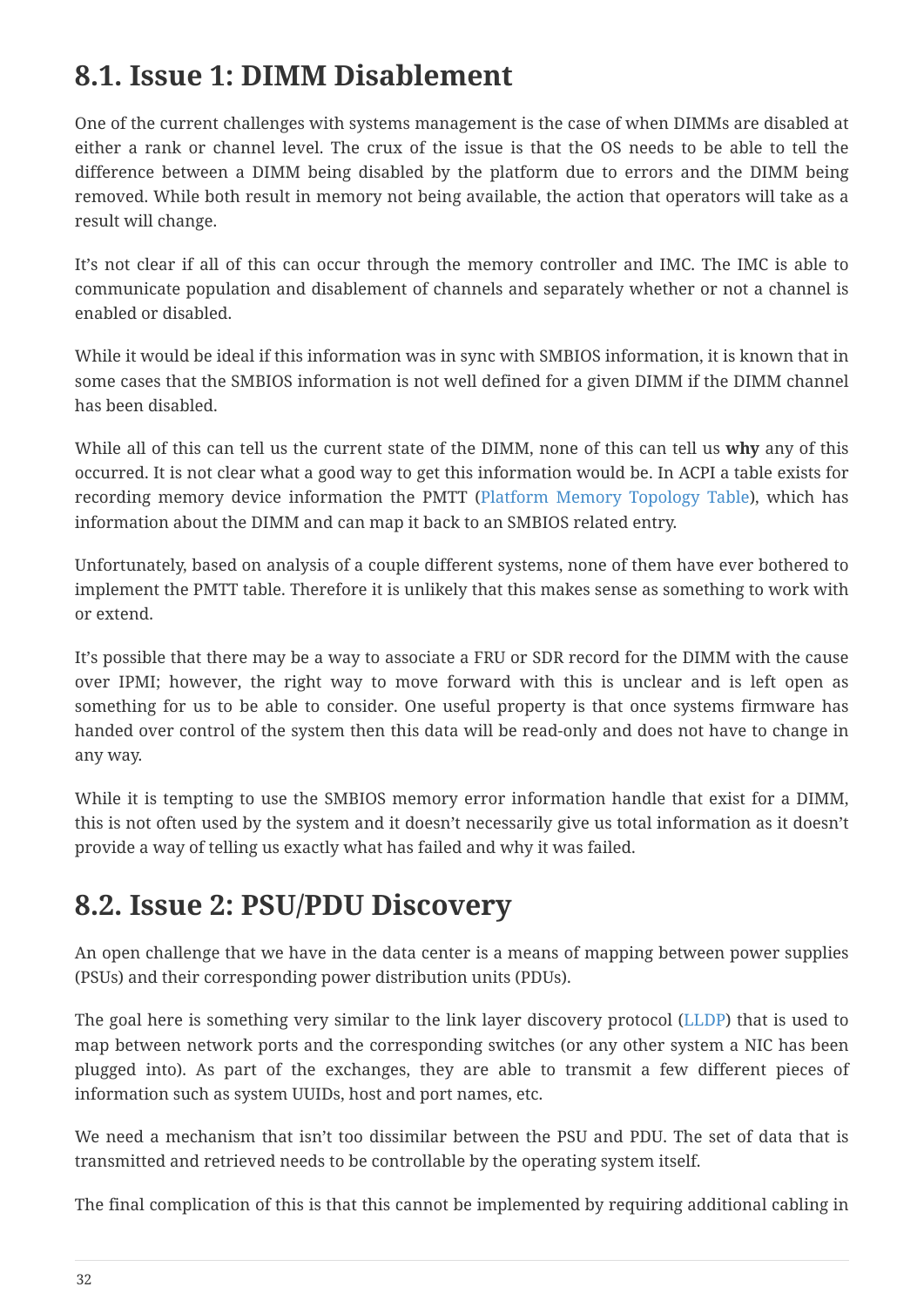## 8.1. Issue 1: DIMM Disablement

One of the current challenges with systems management is the case of when DIMMs are disabled at either a rank or channel level. The crux of the issue is that the OS needs to be able to tell the difference between a DIMM being disabled by the platform due to errors and the DIMM being removed. While both result in memory not being available, the action that operators will take as a result will change.

It's not clear if all of this can occur through the memory controller and IMC. The IMC is able to communicate population and disablement of channels and separately whether or not a channel is enabled or disabled.

While it would be ideal if this information was in sync with SMBIOS information, it is known that in some cases that the SMBIOS information is not well defined for a given DIMM if the DIMM channel has been disabled.

While all of this can tell us the current state of the DIMM, none of this can tell us **why** any of this occurred. It is not clear what a good way to get this information would be. In ACPI a table exists for recording memory device information the PMTT (Platform Memory Topology Table), which has information about the DIMM and can map it back to an SMBIOS related entry.

Unfortunately, based on analysis of a couple different systems, none of them have ever bothered to implement the PMTT table. Therefore it is unlikely that this makes sense as something to work with or extend.

It's possible that there may be a way to associate a FRU or SDR record for the DIMM with the cause over IPMI; however, the right way to move forward with this is unclear and is left open as something for us to be able to consider. One useful property is that once systems firmware has handed over control of the system then this data will be read-only and does not have to change in any way.

While it is tempting to use the SMBIOS memory error information handle that exist for a DIMM, this is not often used by the system and it doesn't necessarily give us total information as it doesn't provide a way of telling us exactly what has failed and why it was failed.

## 8.2. Issue 2: PSU/PDU Discovery

An open challenge that we have in the data center is a means of mapping between power supplies (PSUs) and their corresponding power distribution units (PDUs).

The goal here is something very similar to the link layer discovery protocol (LLDP) that is used to map between network ports and the corresponding switches (or any other system a NIC has been plugged into). As part of the exchanges, they are able to transmit a few different pieces of information such as system UUIDs, host and port names, etc.

We need a mechanism that isn't too dissimilar between the PSU and PDU. The set of data that is transmitted and retrieved needs to be controllable by the operating system itself.

The final complication of this is that this cannot be implemented by requiring additional cabling in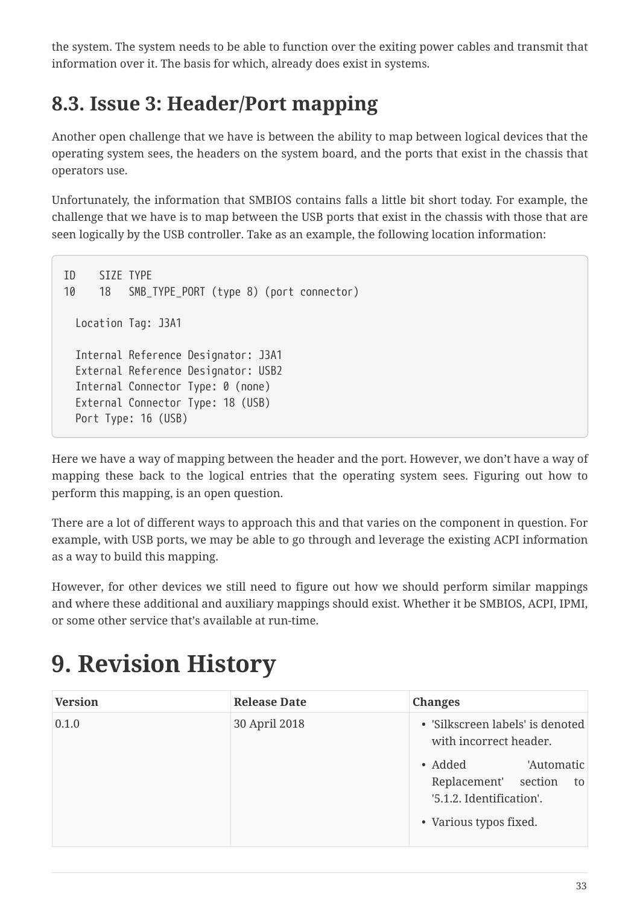the system. The system needs to be able to function over the exiting power cables and transmit that information over it. The basis for which, already does exist in systems.

## 8.3. Issue 3: Header/Port mapping

Another open challenge that we have is between the ability to map between logical devices that the operating system sees, the headers on the system board, and the ports that exist in the chassis that operators use.

Unfortunately, the information that SMBIOS contains falls a little bit short today. For example, the challenge that we have is to map between the USB ports that exist in the chassis with those that are seen logically by the USB controller. Take as an example, the following location information:

```
ID    SIZE TYPE
10    18   SMB_TYPE_PORT (type 8) (port connector)

  Location Tag: J3A1

  Internal Reference Designator: J3A1
  External Reference Designator: USB2
  Internal Connector Type: 0 (none)
  External Connector Type: 18 (USB)
  Port Type: 16 (USB)
```

Here we have a way of mapping between the header and the port. However, we don't have a way of mapping these back to the logical entries that the operating system sees. Figuring out how to perform this mapping, is an open question.

There are a lot of different ways to approach this and that varies on the component in question. For example, with USB ports, we may be able to go through and leverage the existing ACPI information as a way to build this mapping.

However, for other devices we still need to figure out how we should perform similar mappings and where these additional and auxiliary mappings should exist. Whether it be SMBIOS, ACPI, IPMI, or some other service that's available at run-time.

# 9. Revision History

| Version | Release Date | Changes |
| --- | --- | --- |
| 0.1.0 | 30 April 2018 | • 'Silkscreen labels' is denoted with incorrect header. <br> • Added 'Automatic Replacement' section to '5.1.2. Identification'. <br> • Various typos fixed. |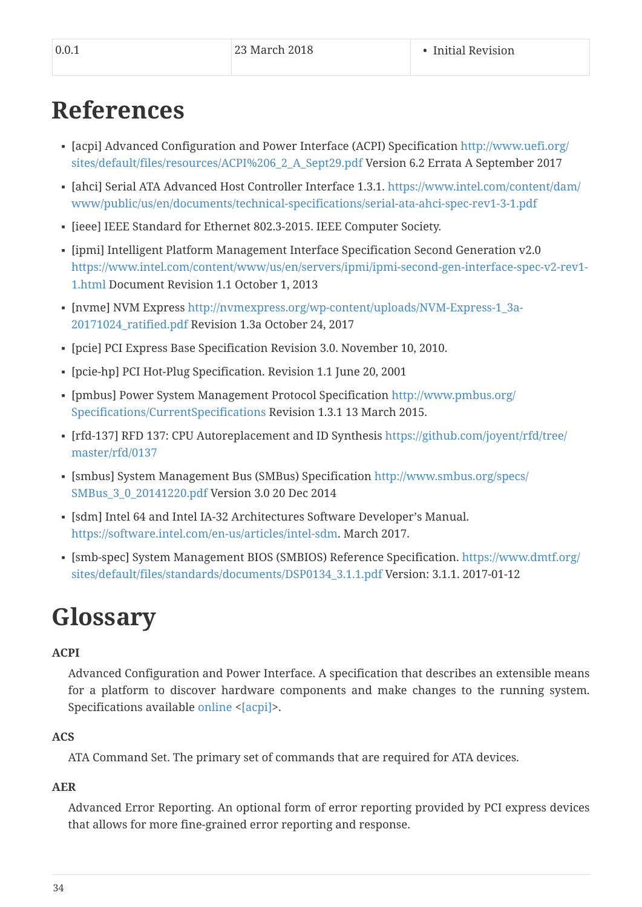| 0.0.1 | 23 March 2018 | • Initial Revision |
|---|---|---|

# References

- [acpi] Advanced Configuration and Power Interface (ACPI) Specification http://www.uefi.org/sites/default/files/resources/ACPI%206_2_A_Sept29.pdf Version 6.2 Errata A September 2017
- [ahci] Serial ATA Advanced Host Controller Interface 1.3.1. https://www.intel.com/content/dam/www/public/us/en/documents/technical-specifications/serial-ata-ahci-spec-rev1-3-1.pdf
- [ieee] IEEE Standard for Ethernet 802.3-2015. IEEE Computer Society.
- [ipmi] Intelligent Platform Management Interface Specification Second Generation v2.0 https://www.intel.com/content/www/us/en/servers/ipmi/ipmi-second-gen-interface-spec-v2-rev1-1.html Document Revision 1.1 October 1, 2013
- [nvme] NVM Express http://nvmexpress.org/wp-content/uploads/NVM-Express-1_3a-20171024_ratified.pdf Revision 1.3a October 24, 2017
- [pcie] PCI Express Base Specification Revision 3.0. November 10, 2010.
- [pcie-hp] PCI Hot-Plug Specification. Revision 1.1 June 20, 2001
- [pmbus] Power System Management Protocol Specification http://www.pmbus.org/Specifications/CurrentSpecifications Revision 1.3.1 13 March 2015.
- [rfd-137] RFD 137: CPU Autoreplacement and ID Synthesis https://github.com/joyent/rfd/tree/master/rfd/0137
- [smbus] System Management Bus (SMBus) Specification http://www.smbus.org/specs/SMBus_3_0_20141220.pdf Version 3.0 20 Dec 2014
- [sdm] Intel 64 and Intel IA-32 Architectures Software Developer's Manual. https://software.intel.com/en-us/articles/intel-sdm. March 2017.
- [smb-spec] System Management BIOS (SMBIOS) Reference Specification. https://www.dmtf.org/sites/default/files/standards/documents/DSP0134_3.1.1.pdf Version: 3.1.1. 2017-01-12

# Glossary

**ACPI**

Advanced Configuration and Power Interface. A specification that describes an extensible means for a platform to discover hardware components and make changes to the running system. Specifications available online <[acpi]>.

**ACS**

ATA Command Set. The primary set of commands that are required for ATA devices.

**AER**

Advanced Error Reporting. An optional form of error reporting provided by PCI express devices that allows for more fine-grained error reporting and response.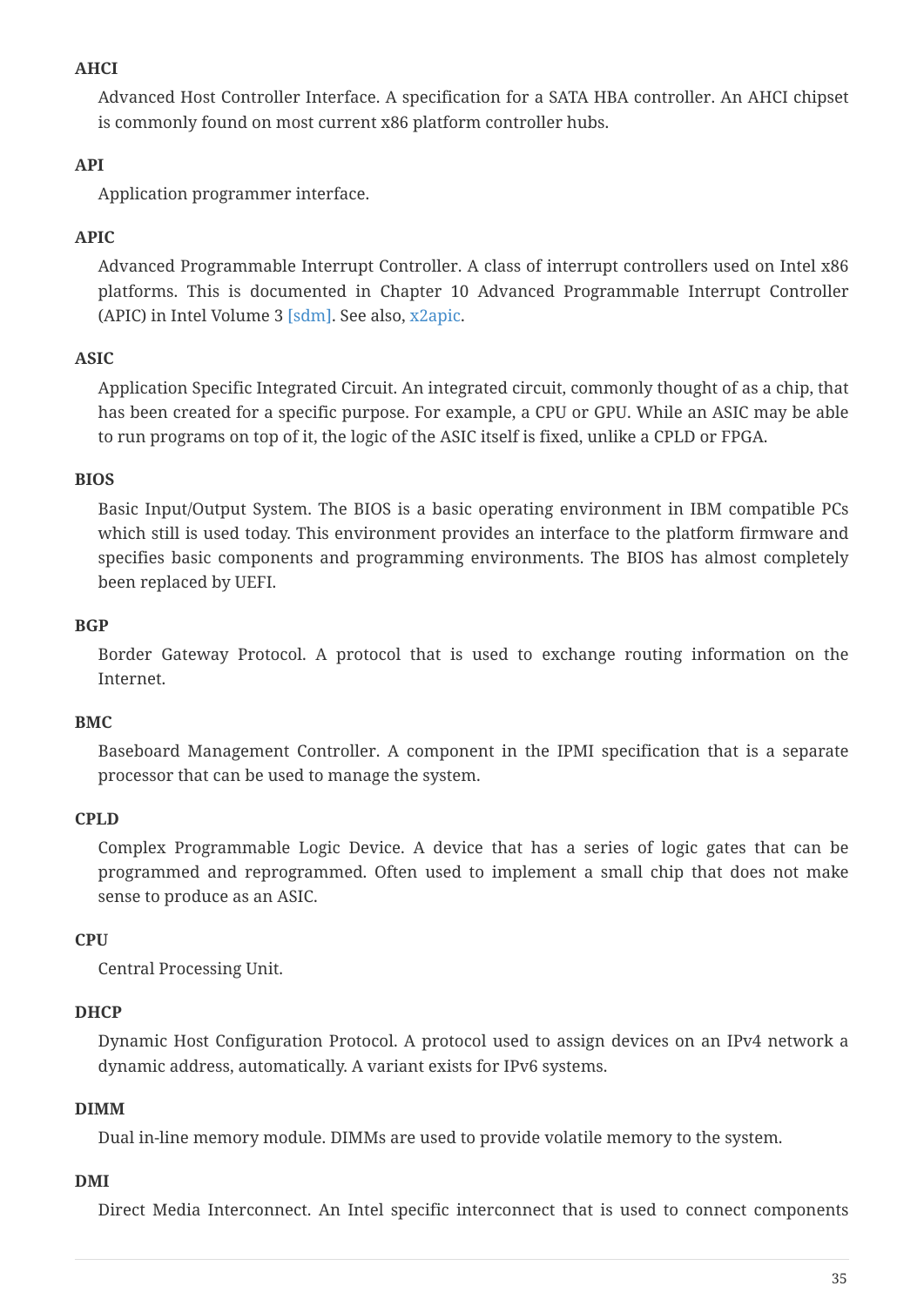**AHCI**

Advanced Host Controller Interface. A specification for a SATA HBA controller. An AHCI chipset is commonly found on most current x86 platform controller hubs.

**API**

Application programmer interface.

**APIC**

Advanced Programmable Interrupt Controller. A class of interrupt controllers used on Intel x86 platforms. This is documented in Chapter 10 Advanced Programmable Interrupt Controller (APIC) in Intel Volume 3 [sdm]. See also, x2apic.

**ASIC**

Application Specific Integrated Circuit. An integrated circuit, commonly thought of as a chip, that has been created for a specific purpose. For example, a CPU or GPU. While an ASIC may be able to run programs on top of it, the logic of the ASIC itself is fixed, unlike a CPLD or FPGA.

**BIOS**

Basic Input/Output System. The BIOS is a basic operating environment in IBM compatible PCs which still is used today. This environment provides an interface to the platform firmware and specifies basic components and programming environments. The BIOS has almost completely been replaced by UEFI.

**BGP**

Border Gateway Protocol. A protocol that is used to exchange routing information on the Internet.

**BMC**

Baseboard Management Controller. A component in the IPMI specification that is a separate processor that can be used to manage the system.

**CPLD**

Complex Programmable Logic Device. A device that has a series of logic gates that can be programmed and reprogrammed. Often used to implement a small chip that does not make sense to produce as an ASIC.

**CPU**

Central Processing Unit.

**DHCP**

Dynamic Host Configuration Protocol. A protocol used to assign devices on an IPv4 network a dynamic address, automatically. A variant exists for IPv6 systems.

**DIMM**

Dual in-line memory module. DIMMs are used to provide volatile memory to the system.

**DMI**

Direct Media Interconnect. An Intel specific interconnect that is used to connect components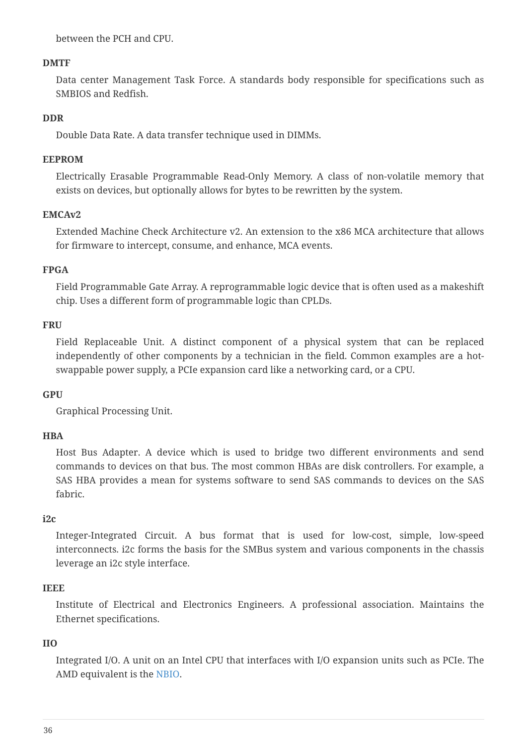between the PCH and CPU.

**DMTF**

Data center Management Task Force. A standards body responsible for specifications such as SMBIOS and Redfish.

**DDR**

Double Data Rate. A data transfer technique used in DIMMs.

**EEPROM**

Electrically Erasable Programmable Read-Only Memory. A class of non-volatile memory that exists on devices, but optionally allows for bytes to be rewritten by the system.

**EMCAv2**

Extended Machine Check Architecture v2. An extension to the x86 MCA architecture that allows for firmware to intercept, consume, and enhance, MCA events.

**FPGA**

Field Programmable Gate Array. A reprogrammable logic device that is often used as a makeshift chip. Uses a different form of programmable logic than CPLDs.

**FRU**

Field Replaceable Unit. A distinct component of a physical system that can be replaced independently of other components by a technician in the field. Common examples are a hot-swappable power supply, a PCIe expansion card like a networking card, or a CPU.

**GPU**

Graphical Processing Unit.

**HBA**

Host Bus Adapter. A device which is used to bridge two different environments and send commands to devices on that bus. The most common HBAs are disk controllers. For example, a SAS HBA provides a mean for systems software to send SAS commands to devices on the SAS fabric.

**i2c**

Integer-Integrated Circuit. A bus format that is used for low-cost, simple, low-speed interconnects. i2c forms the basis for the SMBus system and various components in the chassis leverage an i2c style interface.

**IEEE**

Institute of Electrical and Electronics Engineers. A professional association. Maintains the Ethernet specifications.

**IIO**

Integrated I/O. A unit on an Intel CPU that interfaces with I/O expansion units such as PCIe. The AMD equivalent is the NBIO.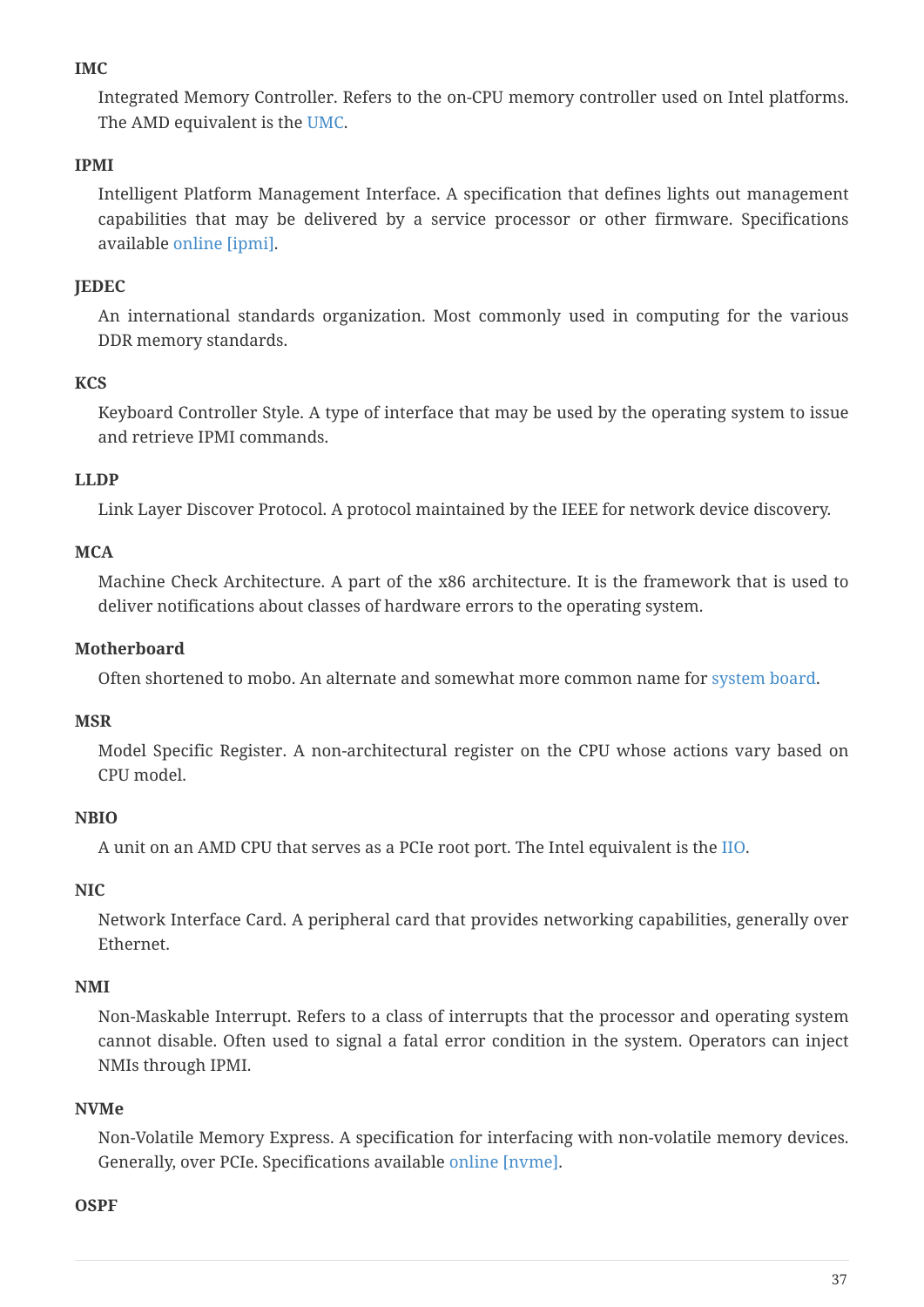**IMC**

Integrated Memory Controller. Refers to the on-CPU memory controller used on Intel platforms. The AMD equivalent is the UMC.

**IPMI**

Intelligent Platform Management Interface. A specification that defines lights out management capabilities that may be delivered by a service processor or other firmware. Specifications available online [ipmi].

**JEDEC**

An international standards organization. Most commonly used in computing for the various DDR memory standards.

**KCS**

Keyboard Controller Style. A type of interface that may be used by the operating system to issue and retrieve IPMI commands.

**LLDP**

Link Layer Discover Protocol. A protocol maintained by the IEEE for network device discovery.

**MCA**

Machine Check Architecture. A part of the x86 architecture. It is the framework that is used to deliver notifications about classes of hardware errors to the operating system.

**Motherboard**

Often shortened to mobo. An alternate and somewhat more common name for system board.

**MSR**

Model Specific Register. A non-architectural register on the CPU whose actions vary based on CPU model.

**NBIO**

A unit on an AMD CPU that serves as a PCIe root port. The Intel equivalent is the IIO.

**NIC**

Network Interface Card. A peripheral card that provides networking capabilities, generally over Ethernet.

**NMI**

Non-Maskable Interrupt. Refers to a class of interrupts that the processor and operating system cannot disable. Often used to signal a fatal error condition in the system. Operators can inject NMIs through IPMI.

**NVMe**

Non-Volatile Memory Express. A specification for interfacing with non-volatile memory devices. Generally, over PCIe. Specifications available online [nvme].

**OSPF**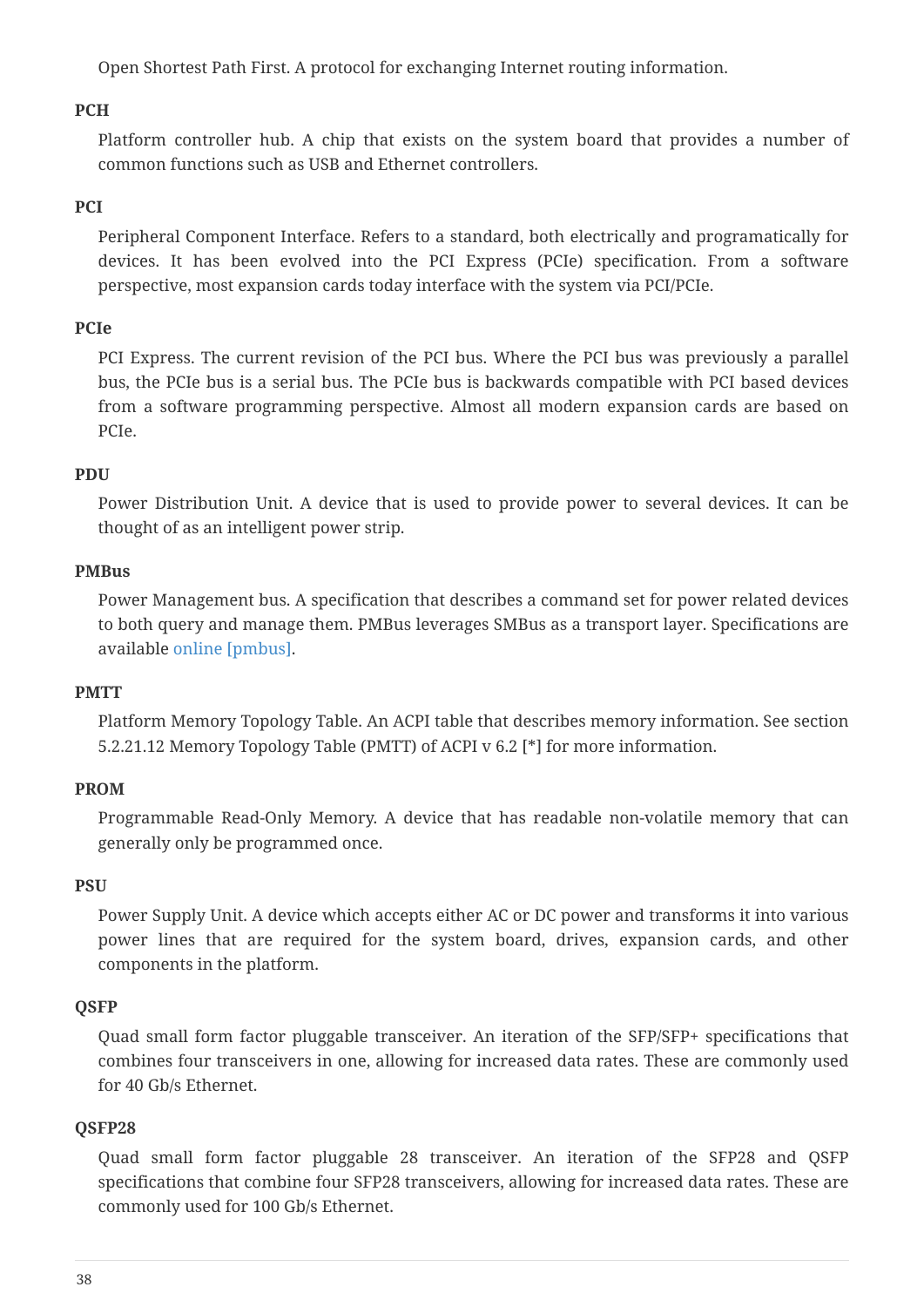Open Shortest Path First. A protocol for exchanging Internet routing information.

**PCH**

Platform controller hub. A chip that exists on the system board that provides a number of common functions such as USB and Ethernet controllers.

**PCI**

Peripheral Component Interface. Refers to a standard, both electrically and programatically for devices. It has been evolved into the PCI Express (PCIe) specification. From a software perspective, most expansion cards today interface with the system via PCI/PCIe.

**PCIe**

PCI Express. The current revision of the PCI bus. Where the PCI bus was previously a parallel bus, the PCIe bus is a serial bus. The PCIe bus is backwards compatible with PCI based devices from a software programming perspective. Almost all modern expansion cards are based on PCIe.

**PDU**

Power Distribution Unit. A device that is used to provide power to several devices. It can be thought of as an intelligent power strip.

**PMBus**

Power Management bus. A specification that describes a command set for power related devices to both query and manage them. PMBus leverages SMBus as a transport layer. Specifications are available online [pmbus].

**PMTT**

Platform Memory Topology Table. An ACPI table that describes memory information. See section 5.2.21.12 Memory Topology Table (PMTT) of ACPI v 6.2 [*] for more information.

**PROM**

Programmable Read-Only Memory. A device that has readable non-volatile memory that can generally only be programmed once.

**PSU**

Power Supply Unit. A device which accepts either AC or DC power and transforms it into various power lines that are required for the system board, drives, expansion cards, and other components in the platform.

**QSFP**

Quad small form factor pluggable transceiver. An iteration of the SFP/SFP+ specifications that combines four transceivers in one, allowing for increased data rates. These are commonly used for 40 Gb/s Ethernet.

**QSFP28**

Quad small form factor pluggable 28 transceiver. An iteration of the SFP28 and QSFP specifications that combine four SFP28 transceivers, allowing for increased data rates. These are commonly used for 100 Gb/s Ethernet.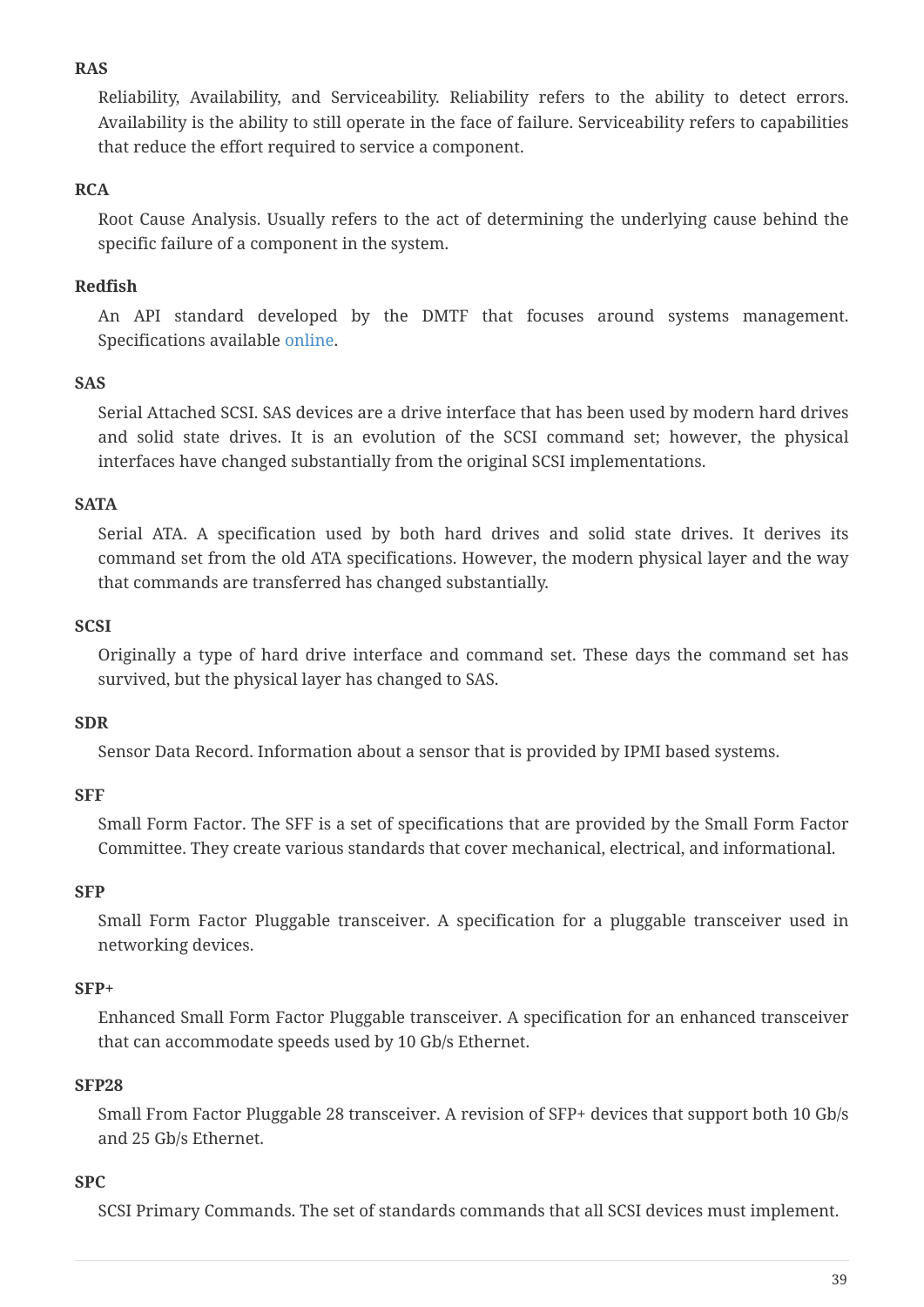**RAS**

Reliability, Availability, and Serviceability. Reliability refers to the ability to detect errors. Availability is the ability to still operate in the face of failure. Serviceability refers to capabilities that reduce the effort required to service a component.

**RCA**

Root Cause Analysis. Usually refers to the act of determining the underlying cause behind the specific failure of a component in the system.

**Redfish**

An API standard developed by the DMTF that focuses around systems management. Specifications available online.

**SAS**

Serial Attached SCSI. SAS devices are a drive interface that has been used by modern hard drives and solid state drives. It is an evolution of the SCSI command set; however, the physical interfaces have changed substantially from the original SCSI implementations.

**SATA**

Serial ATA. A specification used by both hard drives and solid state drives. It derives its command set from the old ATA specifications. However, the modern physical layer and the way that commands are transferred has changed substantially.

**SCSI**

Originally a type of hard drive interface and command set. These days the command set has survived, but the physical layer has changed to SAS.

**SDR**

Sensor Data Record. Information about a sensor that is provided by IPMI based systems.

**SFF**

Small Form Factor. The SFF is a set of specifications that are provided by the Small Form Factor Committee. They create various standards that cover mechanical, electrical, and informational.

**SFP**

Small Form Factor Pluggable transceiver. A specification for a pluggable transceiver used in networking devices.

**SFP+**

Enhanced Small Form Factor Pluggable transceiver. A specification for an enhanced transceiver that can accommodate speeds used by 10 Gb/s Ethernet.

**SFP28**

Small From Factor Pluggable 28 transceiver. A revision of SFP+ devices that support both 10 Gb/s and 25 Gb/s Ethernet.

**SPC**

SCSI Primary Commands. The set of standards commands that all SCSI devices must implement.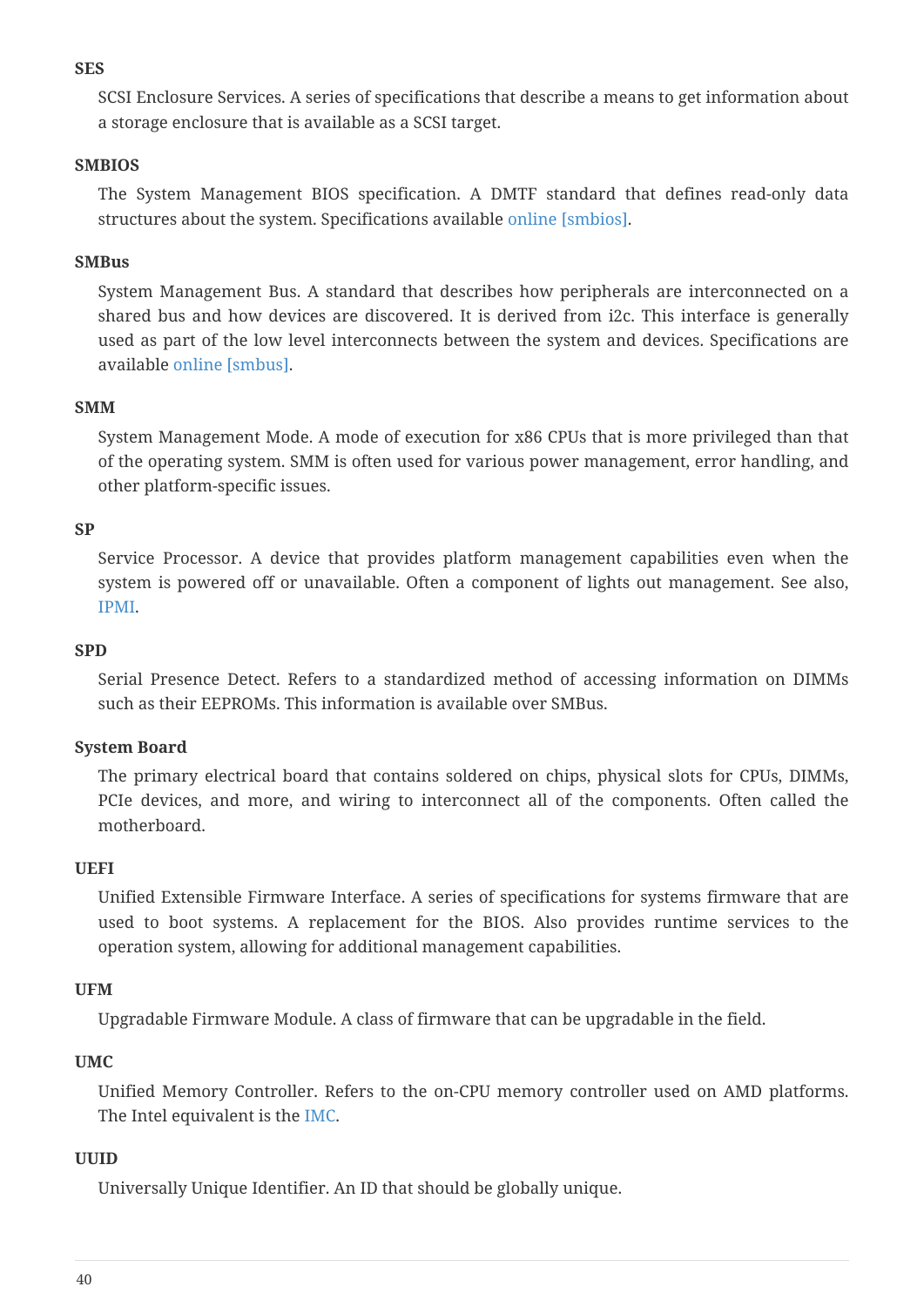**SES**

SCSI Enclosure Services. A series of specifications that describe a means to get information about a storage enclosure that is available as a SCSI target.

**SMBIOS**

The System Management BIOS specification. A DMTF standard that defines read-only data structures about the system. Specifications available online [smbios].

**SMBus**

System Management Bus. A standard that describes how peripherals are interconnected on a shared bus and how devices are discovered. It is derived from i2c. This interface is generally used as part of the low level interconnects between the system and devices. Specifications are available online [smbus].

**SMM**

System Management Mode. A mode of execution for x86 CPUs that is more privileged than that of the operating system. SMM is often used for various power management, error handling, and other platform-specific issues.

**SP**

Service Processor. A device that provides platform management capabilities even when the system is powered off or unavailable. Often a component of lights out management. See also, IPMI.

**SPD**

Serial Presence Detect. Refers to a standardized method of accessing information on DIMMs such as their EEPROMs. This information is available over SMBus.

**System Board**

The primary electrical board that contains soldered on chips, physical slots for CPUs, DIMMs, PCIe devices, and more, and wiring to interconnect all of the components. Often called the motherboard.

**UEFI**

Unified Extensible Firmware Interface. A series of specifications for systems firmware that are used to boot systems. A replacement for the BIOS. Also provides runtime services to the operation system, allowing for additional management capabilities.

**UFM**

Upgradable Firmware Module. A class of firmware that can be upgradable in the field.

**UMC**

Unified Memory Controller. Refers to the on-CPU memory controller used on AMD platforms. The Intel equivalent is the IMC.

**UUID**

Universally Unique Identifier. An ID that should be globally unique.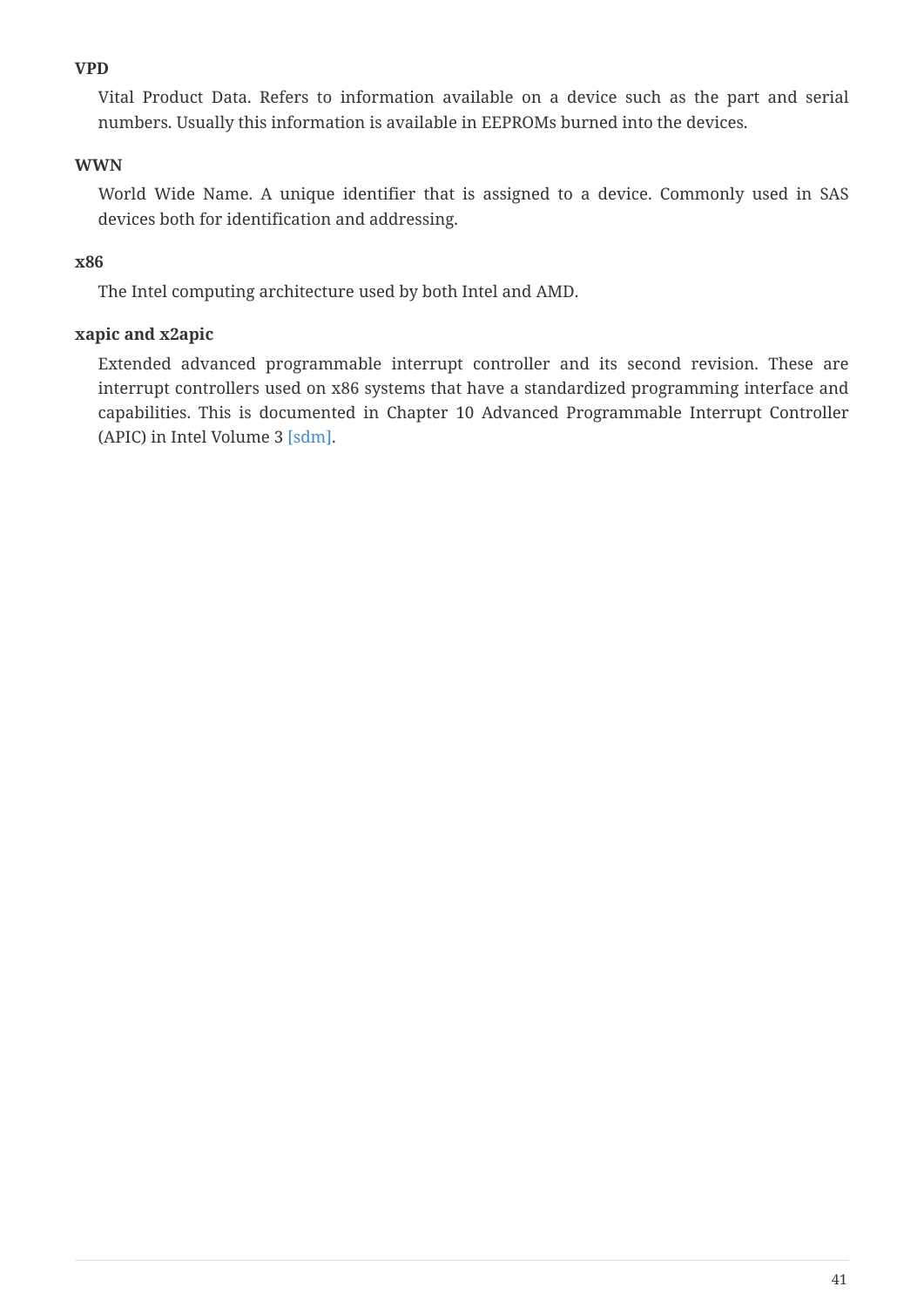**VPD**

Vital Product Data. Refers to information available on a device such as the part and serial numbers. Usually this information is available in EEPROMs burned into the devices.

**WWN**

World Wide Name. A unique identifier that is assigned to a device. Commonly used in SAS devices both for identification and addressing.

**x86**

The Intel computing architecture used by both Intel and AMD.

**xapic and x2apic**

Extended advanced programmable interrupt controller and its second revision. These are interrupt controllers used on x86 systems that have a standardized programming interface and capabilities. This is documented in Chapter 10 Advanced Programmable Interrupt Controller (APIC) in Intel Volume 3 [sdm].